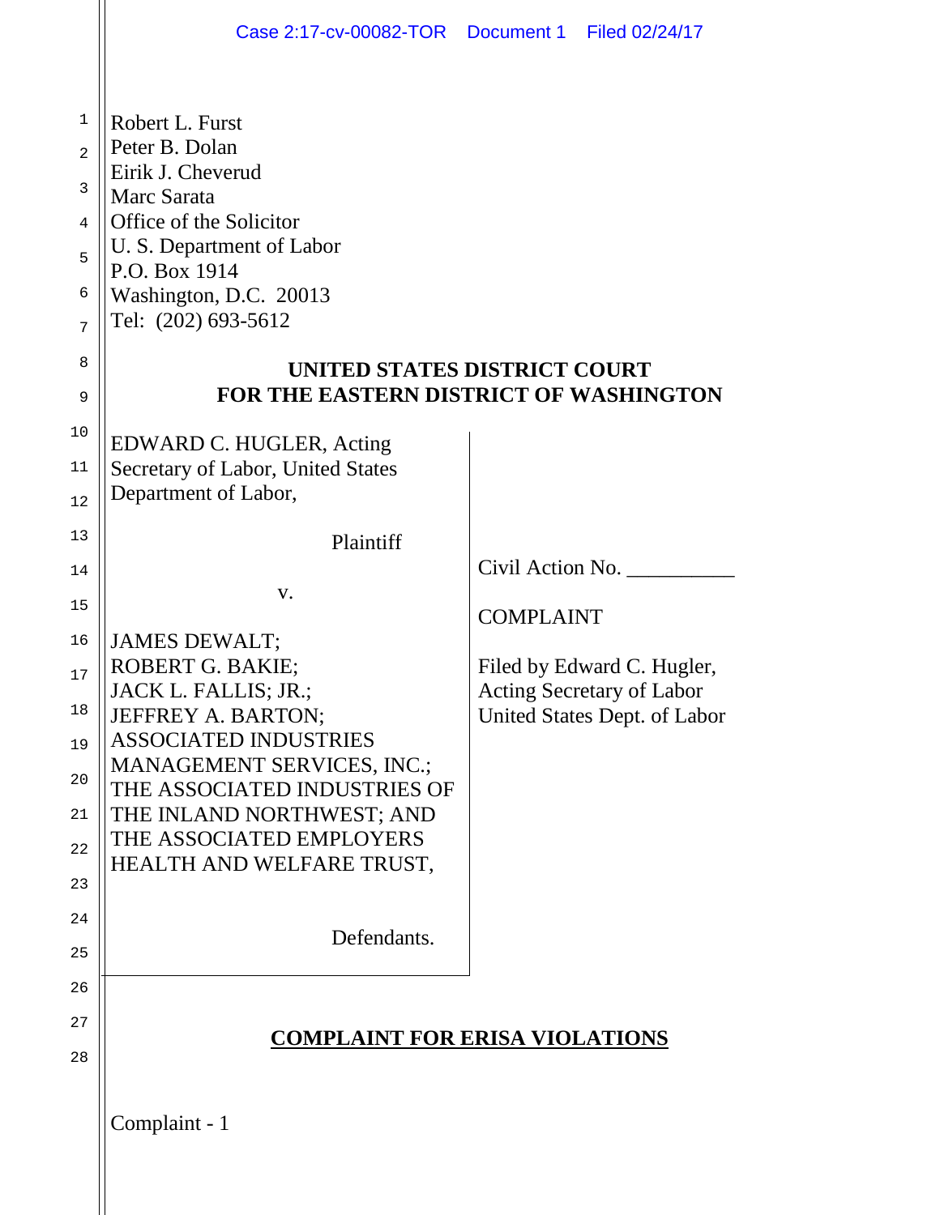Robert L. Furst
Peter B. Dolan
Eirik J. Cheverud
Marc Sarata
Office of the Solicitor
U. S. Department of Labor
P.O. Box 1914
Washington, D.C. 20013
Tel: (202) 693-5612

**UNITED STATES DISTRICT COURT**
**FOR THE EASTERN DISTRICT OF WASHINGTON**

EDWARD C. HUGLER, Acting Secretary of Labor, United States Department of Labor,

Plaintiff

v.

JAMES DEWALT;
ROBERT G. BAKIE;
JACK L. FALLIS; JR.;
JEFFREY A. BARTON;
ASSOCIATED INDUSTRIES MANAGEMENT SERVICES, INC.;
THE ASSOCIATED INDUSTRIES OF THE INLAND NORTHWEST; AND
THE ASSOCIATED EMPLOYERS HEALTH AND WELFARE TRUST,

Defendants.

Civil Action No. __________

COMPLAINT

Filed by Edward C. Hugler,
Acting Secretary of Labor
United States Dept. of Labor

**COMPLAINT FOR ERISA VIOLATIONS**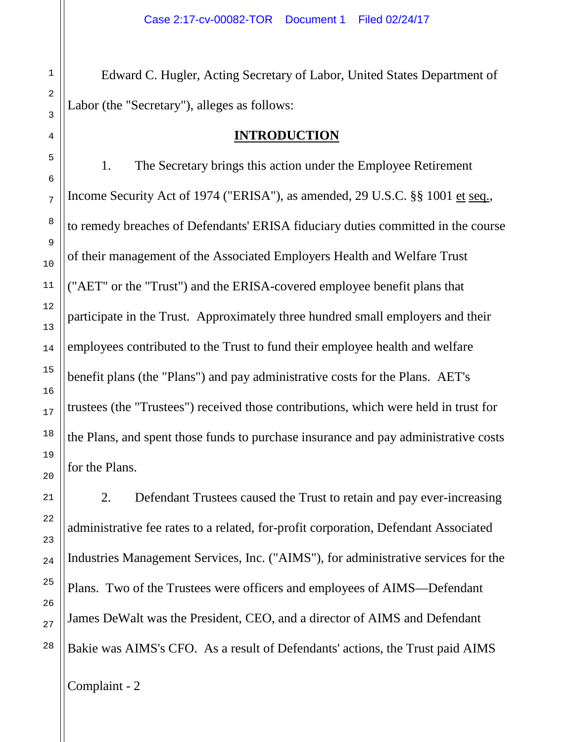Edward C. Hugler, Acting Secretary of Labor, United States Department of Labor (the "Secretary"), alleges as follows:

## INTRODUCTION

1. The Secretary brings this action under the Employee Retirement Income Security Act of 1974 ("ERISA"), as amended, 29 U.S.C. §§ 1001 et seq., to remedy breaches of Defendants' ERISA fiduciary duties committed in the course of their management of the Associated Employers Health and Welfare Trust ("AET" or the "Trust") and the ERISA-covered employee benefit plans that participate in the Trust. Approximately three hundred small employers and their employees contributed to the Trust to fund their employee health and welfare benefit plans (the "Plans") and pay administrative costs for the Plans. AET's trustees (the "Trustees") received those contributions, which were held in trust for the Plans, and spent those funds to purchase insurance and pay administrative costs for the Plans.

2. Defendant Trustees caused the Trust to retain and pay ever-increasing administrative fee rates to a related, for-profit corporation, Defendant Associated Industries Management Services, Inc. ("AIMS"), for administrative services for the Plans. Two of the Trustees were officers and employees of AIMS—Defendant James DeWalt was the President, CEO, and a director of AIMS and Defendant Bakie was AIMS's CFO. As a result of Defendants' actions, the Trust paid AIMS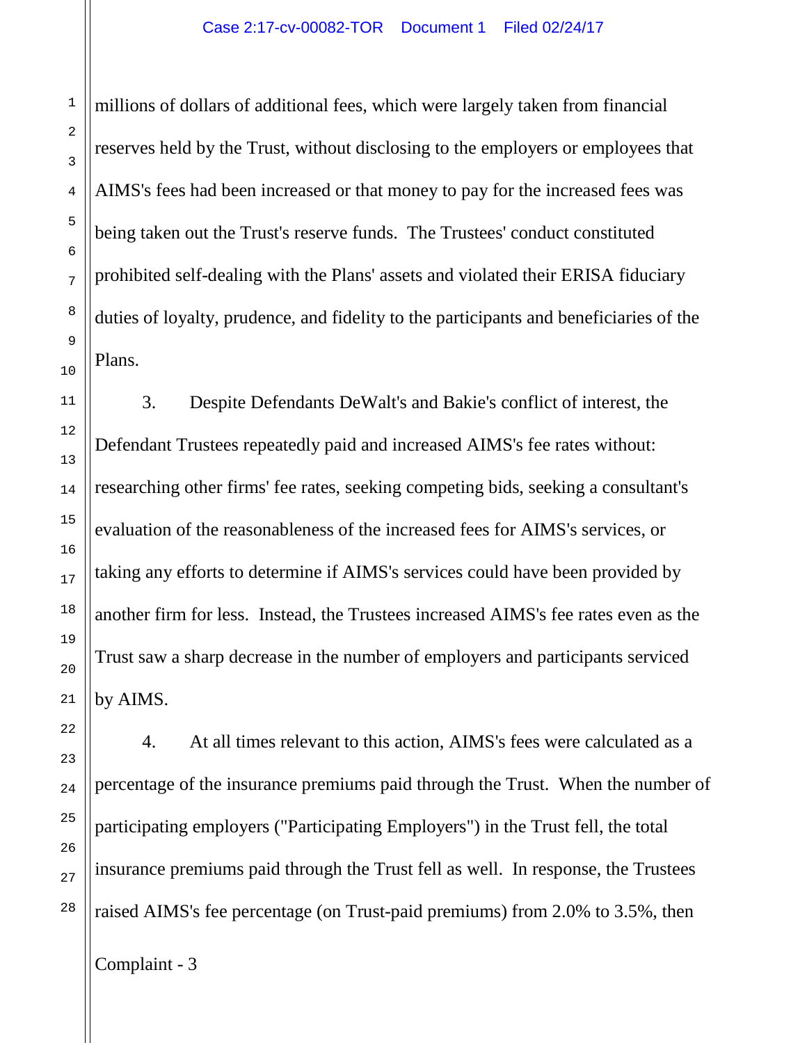millions of dollars of additional fees, which were largely taken from financial reserves held by the Trust, without disclosing to the employers or employees that AIMS's fees had been increased or that money to pay for the increased fees was being taken out the Trust's reserve funds. The Trustees' conduct constituted prohibited self-dealing with the Plans' assets and violated their ERISA fiduciary duties of loyalty, prudence, and fidelity to the participants and beneficiaries of the Plans.

3. Despite Defendants DeWalt's and Bakie's conflict of interest, the Defendant Trustees repeatedly paid and increased AIMS's fee rates without: researching other firms' fee rates, seeking competing bids, seeking a consultant's evaluation of the reasonableness of the increased fees for AIMS's services, or taking any efforts to determine if AIMS's services could have been provided by another firm for less. Instead, the Trustees increased AIMS's fee rates even as the Trust saw a sharp decrease in the number of employers and participants serviced by AIMS.

4. At all times relevant to this action, AIMS's fees were calculated as a percentage of the insurance premiums paid through the Trust. When the number of participating employers ("Participating Employers") in the Trust fell, the total insurance premiums paid through the Trust fell as well. In response, the Trustees raised AIMS's fee percentage (on Trust-paid premiums) from 2.0% to 3.5%, then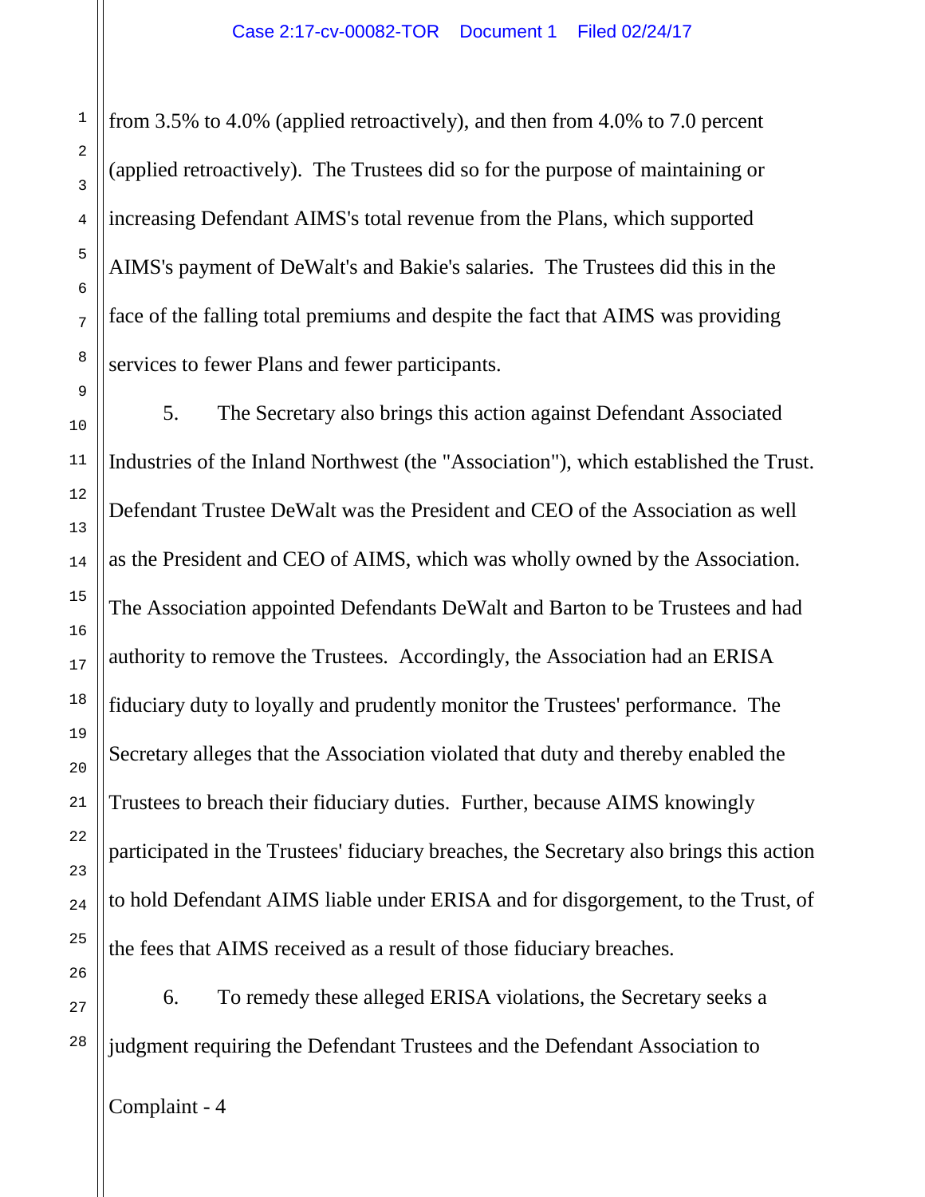from 3.5% to 4.0% (applied retroactively), and then from 4.0% to 7.0 percent (applied retroactively). The Trustees did so for the purpose of maintaining or increasing Defendant AIMS's total revenue from the Plans, which supported AIMS's payment of DeWalt's and Bakie's salaries. The Trustees did this in the face of the falling total premiums and despite the fact that AIMS was providing services to fewer Plans and fewer participants.

5. The Secretary also brings this action against Defendant Associated Industries of the Inland Northwest (the "Association"), which established the Trust. Defendant Trustee DeWalt was the President and CEO of the Association as well as the President and CEO of AIMS, which was wholly owned by the Association. The Association appointed Defendants DeWalt and Barton to be Trustees and had authority to remove the Trustees. Accordingly, the Association had an ERISA fiduciary duty to loyally and prudently monitor the Trustees' performance. The Secretary alleges that the Association violated that duty and thereby enabled the Trustees to breach their fiduciary duties. Further, because AIMS knowingly participated in the Trustees' fiduciary breaches, the Secretary also brings this action to hold Defendant AIMS liable under ERISA and for disgorgement, to the Trust, of the fees that AIMS received as a result of those fiduciary breaches.

6. To remedy these alleged ERISA violations, the Secretary seeks a judgment requiring the Defendant Trustees and the Defendant Association to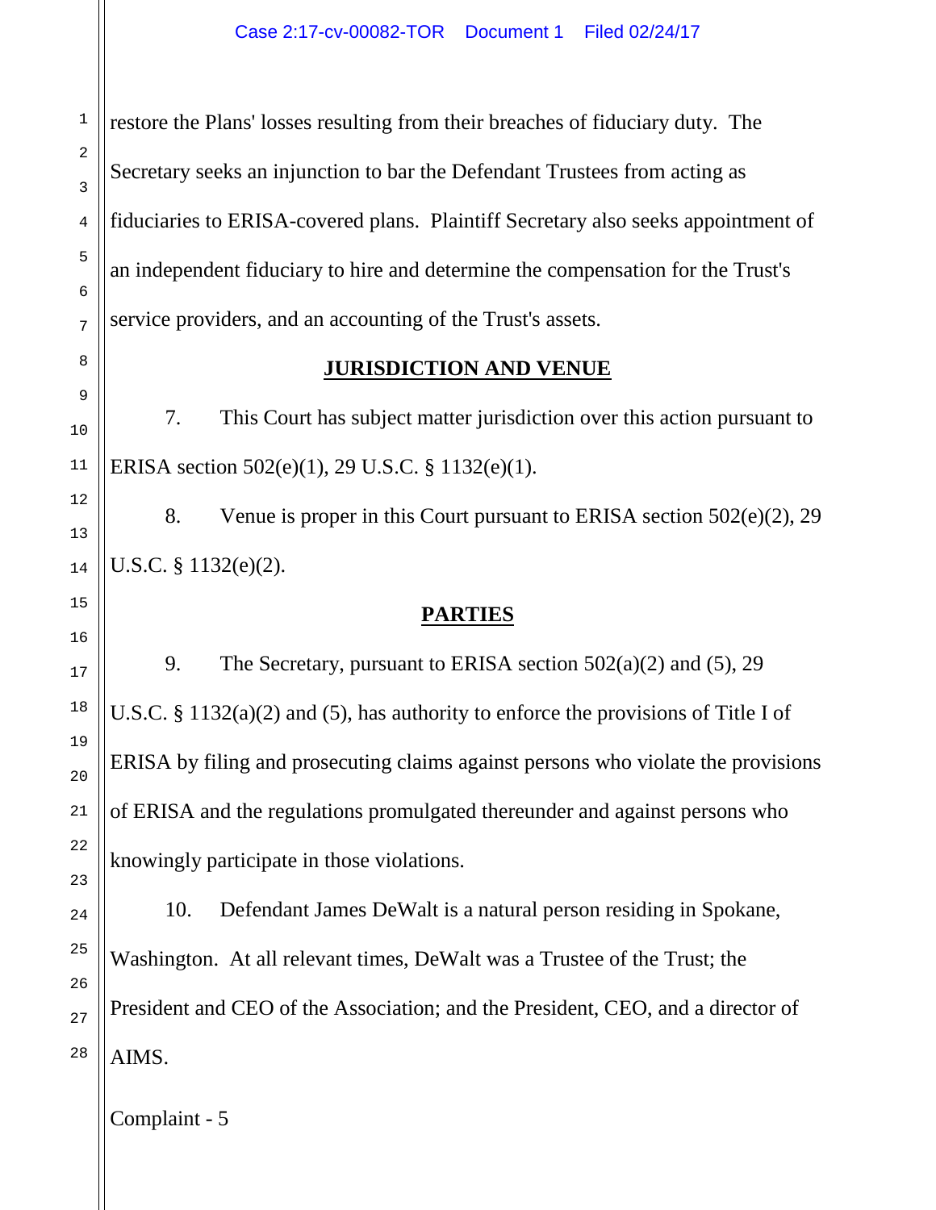restore the Plans' losses resulting from their breaches of fiduciary duty. The Secretary seeks an injunction to bar the Defendant Trustees from acting as fiduciaries to ERISA-covered plans. Plaintiff Secretary also seeks appointment of an independent fiduciary to hire and determine the compensation for the Trust's service providers, and an accounting of the Trust's assets.

## JURISDICTION AND VENUE

7. This Court has subject matter jurisdiction over this action pursuant to ERISA section 502(e)(1), 29 U.S.C. § 1132(e)(1).

8. Venue is proper in this Court pursuant to ERISA section 502(e)(2), 29 U.S.C. § 1132(e)(2).

## PARTIES

9. The Secretary, pursuant to ERISA section 502(a)(2) and (5), 29 U.S.C. § 1132(a)(2) and (5), has authority to enforce the provisions of Title I of ERISA by filing and prosecuting claims against persons who violate the provisions of ERISA and the regulations promulgated thereunder and against persons who knowingly participate in those violations.

10. Defendant James DeWalt is a natural person residing in Spokane, Washington. At all relevant times, DeWalt was a Trustee of the Trust; the President and CEO of the Association; and the President, CEO, and a director of AIMS.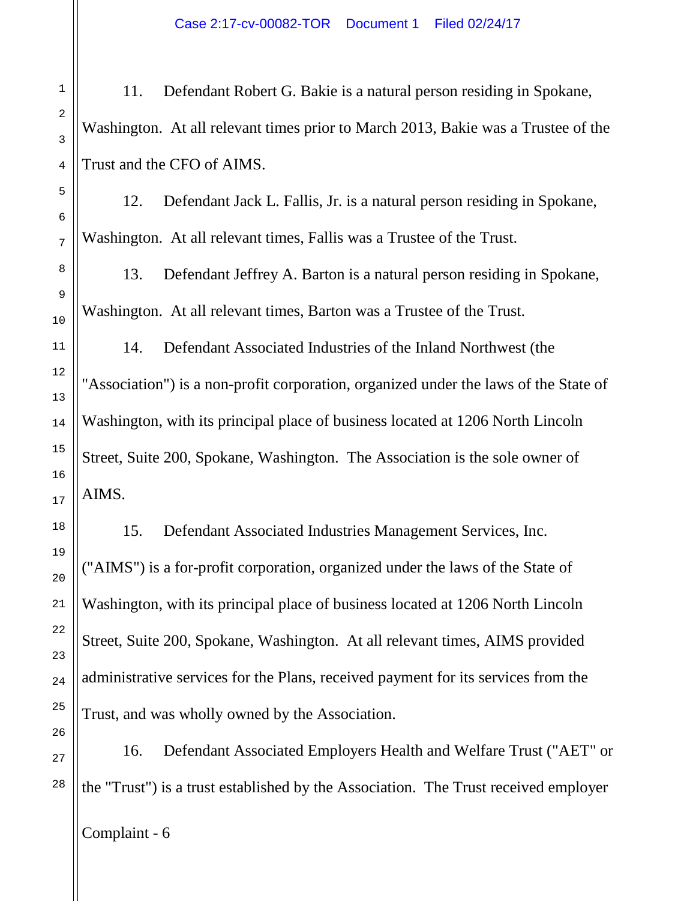11. Defendant Robert G. Bakie is a natural person residing in Spokane, Washington. At all relevant times prior to March 2013, Bakie was a Trustee of the Trust and the CFO of AIMS.

12. Defendant Jack L. Fallis, Jr. is a natural person residing in Spokane, Washington. At all relevant times, Fallis was a Trustee of the Trust.

13. Defendant Jeffrey A. Barton is a natural person residing in Spokane, Washington. At all relevant times, Barton was a Trustee of the Trust.

14. Defendant Associated Industries of the Inland Northwest (the "Association") is a non-profit corporation, organized under the laws of the State of Washington, with its principal place of business located at 1206 North Lincoln Street, Suite 200, Spokane, Washington. The Association is the sole owner of AIMS.

15. Defendant Associated Industries Management Services, Inc. ("AIMS") is a for-profit corporation, organized under the laws of the State of Washington, with its principal place of business located at 1206 North Lincoln Street, Suite 200, Spokane, Washington. At all relevant times, AIMS provided administrative services for the Plans, received payment for its services from the Trust, and was wholly owned by the Association.

16. Defendant Associated Employers Health and Welfare Trust ("AET" or the "Trust") is a trust established by the Association. The Trust received employer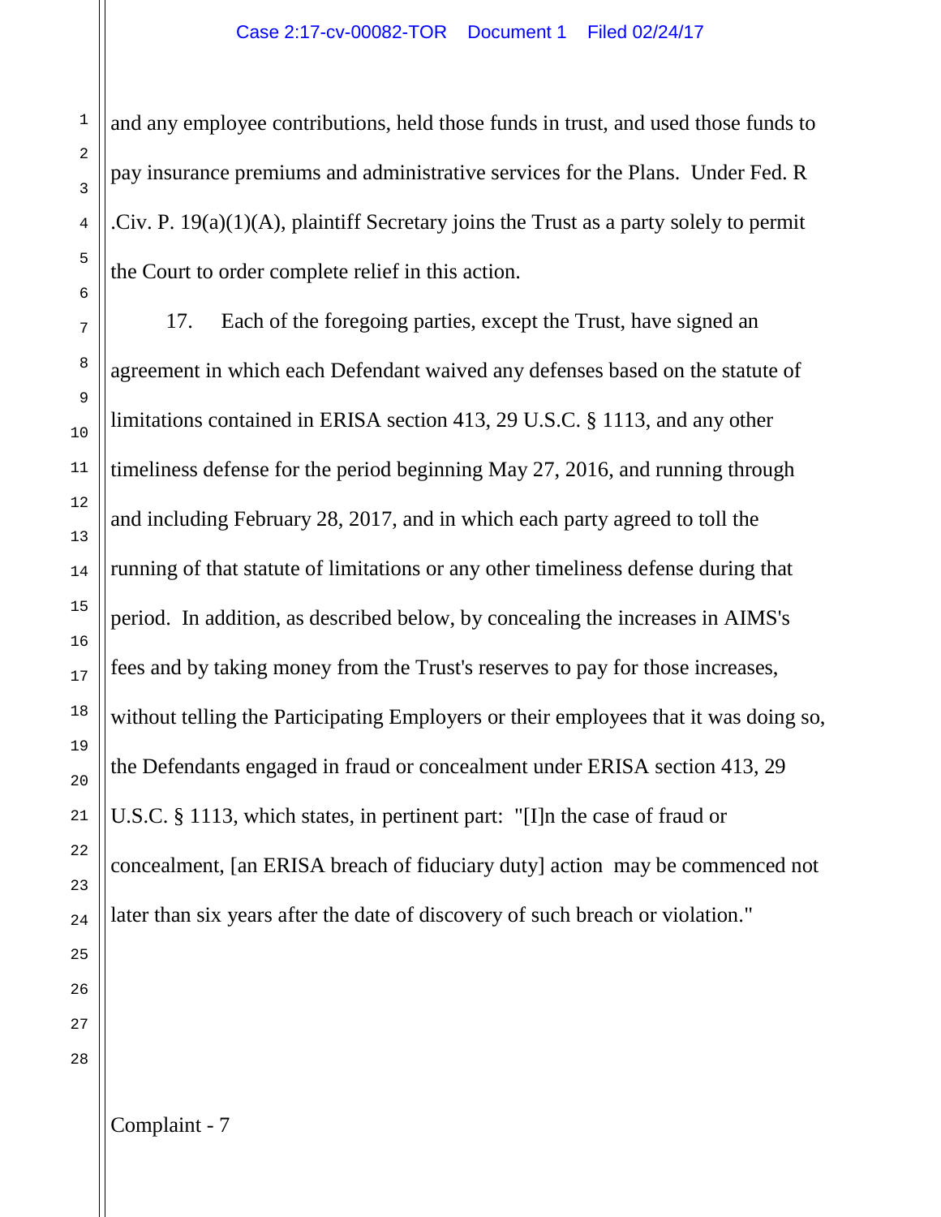and any employee contributions, held those funds in trust, and used those funds to pay insurance premiums and administrative services for the Plans. Under Fed. R .Civ. P. 19(a)(1)(A), plaintiff Secretary joins the Trust as a party solely to permit the Court to order complete relief in this action.

17. Each of the foregoing parties, except the Trust, have signed an agreement in which each Defendant waived any defenses based on the statute of limitations contained in ERISA section 413, 29 U.S.C. § 1113, and any other timeliness defense for the period beginning May 27, 2016, and running through and including February 28, 2017, and in which each party agreed to toll the running of that statute of limitations or any other timeliness defense during that period. In addition, as described below, by concealing the increases in AIMS's fees and by taking money from the Trust's reserves to pay for those increases, without telling the Participating Employers or their employees that it was doing so, the Defendants engaged in fraud or concealment under ERISA section 413, 29 U.S.C. § 1113, which states, in pertinent part: "[I]n the case of fraud or concealment, [an ERISA breach of fiduciary duty] action may be commenced not later than six years after the date of discovery of such breach or violation."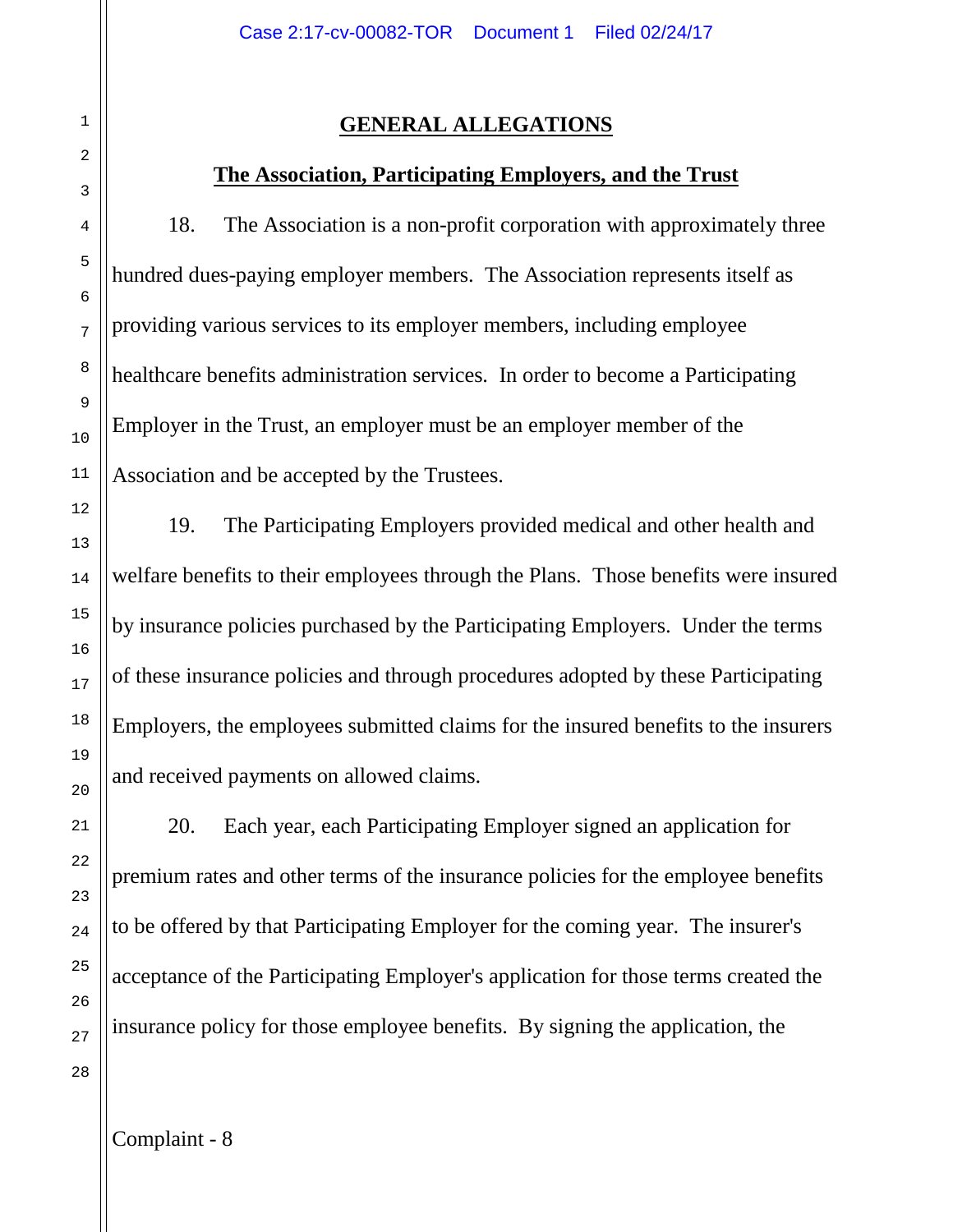## GENERAL ALLEGATIONS

### The Association, Participating Employers, and the Trust

18. The Association is a non-profit corporation with approximately three hundred dues-paying employer members. The Association represents itself as providing various services to its employer members, including employee healthcare benefits administration services. In order to become a Participating Employer in the Trust, an employer must be an employer member of the Association and be accepted by the Trustees.

19. The Participating Employers provided medical and other health and welfare benefits to their employees through the Plans. Those benefits were insured by insurance policies purchased by the Participating Employers. Under the terms of these insurance policies and through procedures adopted by these Participating Employers, the employees submitted claims for the insured benefits to the insurers and received payments on allowed claims.

20. Each year, each Participating Employer signed an application for premium rates and other terms of the insurance policies for the employee benefits to be offered by that Participating Employer for the coming year. The insurer's acceptance of the Participating Employer's application for those terms created the insurance policy for those employee benefits. By signing the application, the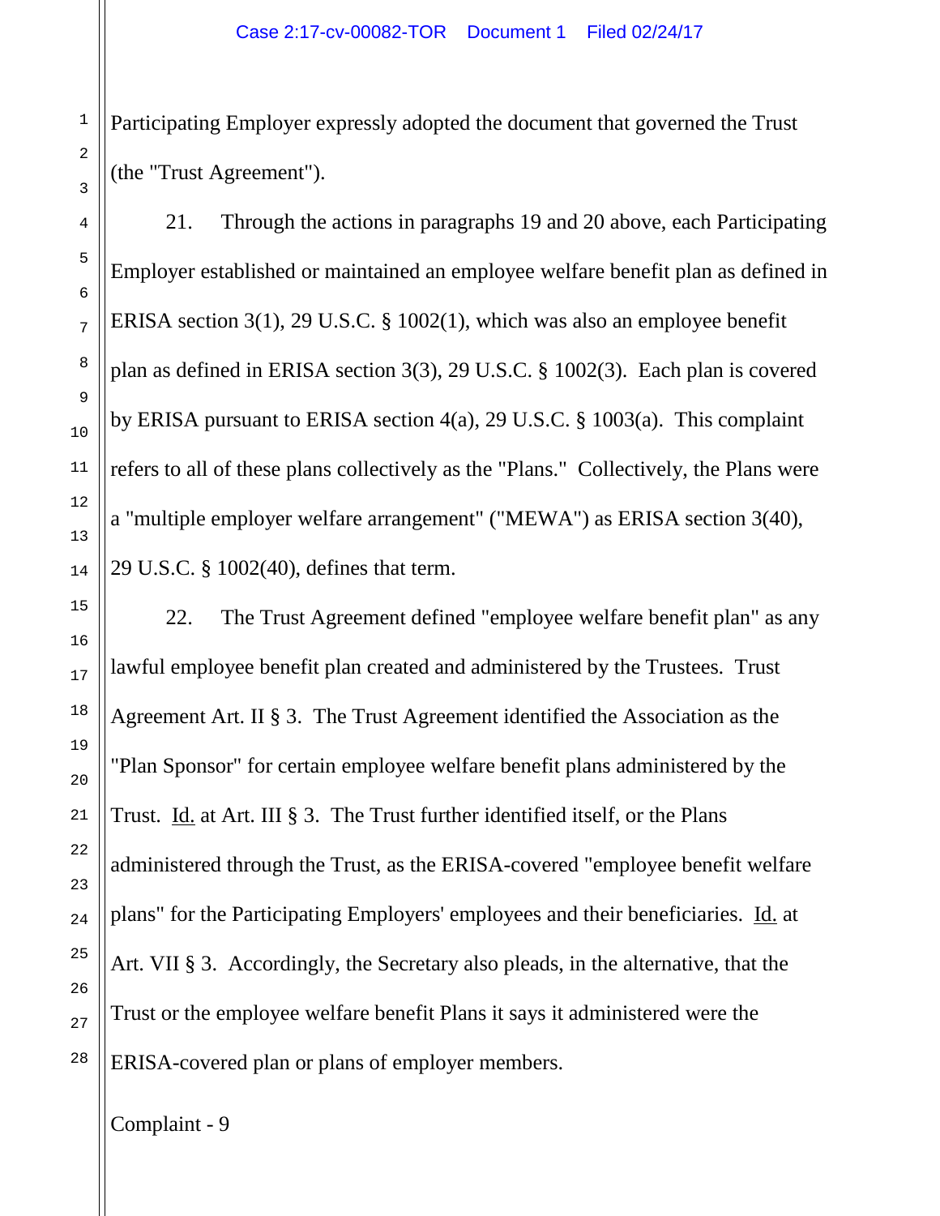Participating Employer expressly adopted the document that governed the Trust (the "Trust Agreement").

21. Through the actions in paragraphs 19 and 20 above, each Participating Employer established or maintained an employee welfare benefit plan as defined in ERISA section 3(1), 29 U.S.C. § 1002(1), which was also an employee benefit plan as defined in ERISA section 3(3), 29 U.S.C. § 1002(3). Each plan is covered by ERISA pursuant to ERISA section 4(a), 29 U.S.C. § 1003(a). This complaint refers to all of these plans collectively as the "Plans." Collectively, the Plans were a "multiple employer welfare arrangement" ("MEWA") as ERISA section 3(40), 29 U.S.C. § 1002(40), defines that term.

22. The Trust Agreement defined "employee welfare benefit plan" as any lawful employee benefit plan created and administered by the Trustees. Trust Agreement Art. II § 3. The Trust Agreement identified the Association as the "Plan Sponsor" for certain employee welfare benefit plans administered by the Trust. Id. at Art. III § 3. The Trust further identified itself, or the Plans administered through the Trust, as the ERISA-covered "employee benefit welfare plans" for the Participating Employers' employees and their beneficiaries. Id. at Art. VII § 3. Accordingly, the Secretary also pleads, in the alternative, that the Trust or the employee welfare benefit Plans it says it administered were the ERISA-covered plan or plans of employer members.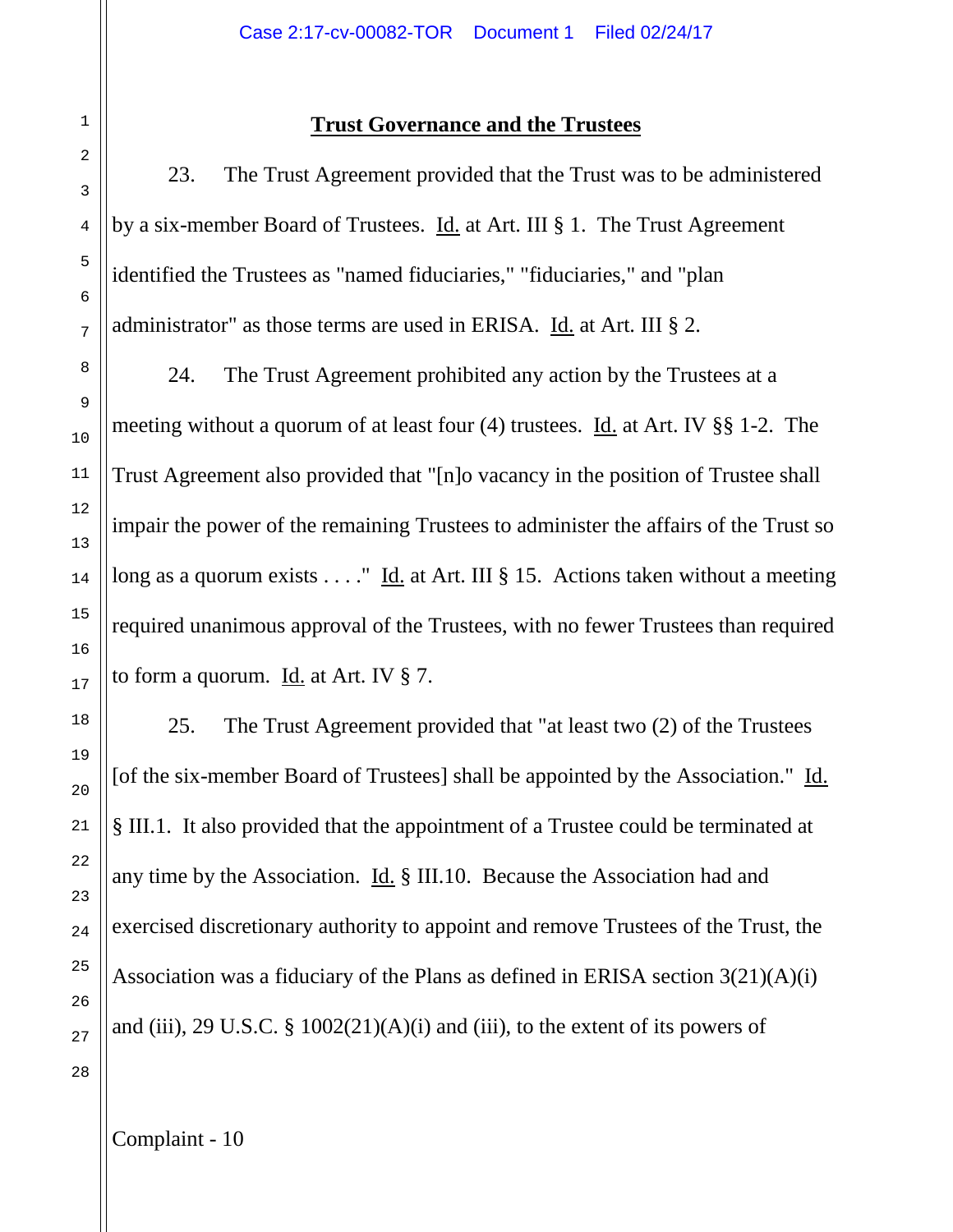**Trust Governance and the Trustees**

23. The Trust Agreement provided that the Trust was to be administered by a six-member Board of Trustees. Id. at Art. III § 1. The Trust Agreement identified the Trustees as "named fiduciaries," "fiduciaries," and "plan administrator" as those terms are used in ERISA. Id. at Art. III § 2.

24. The Trust Agreement prohibited any action by the Trustees at a meeting without a quorum of at least four (4) trustees. Id. at Art. IV §§ 1-2. The Trust Agreement also provided that "[n]o vacancy in the position of Trustee shall impair the power of the remaining Trustees to administer the affairs of the Trust so long as a quorum exists . . . ." Id. at Art. III § 15. Actions taken without a meeting required unanimous approval of the Trustees, with no fewer Trustees than required to form a quorum. Id. at Art. IV § 7.

25. The Trust Agreement provided that "at least two (2) of the Trustees [of the six-member Board of Trustees] shall be appointed by the Association." Id. § III.1. It also provided that the appointment of a Trustee could be terminated at any time by the Association. Id. § III.10. Because the Association had and exercised discretionary authority to appoint and remove Trustees of the Trust, the Association was a fiduciary of the Plans as defined in ERISA section 3(21)(A)(i) and (iii), 29 U.S.C. § 1002(21)(A)(i) and (iii), to the extent of its powers of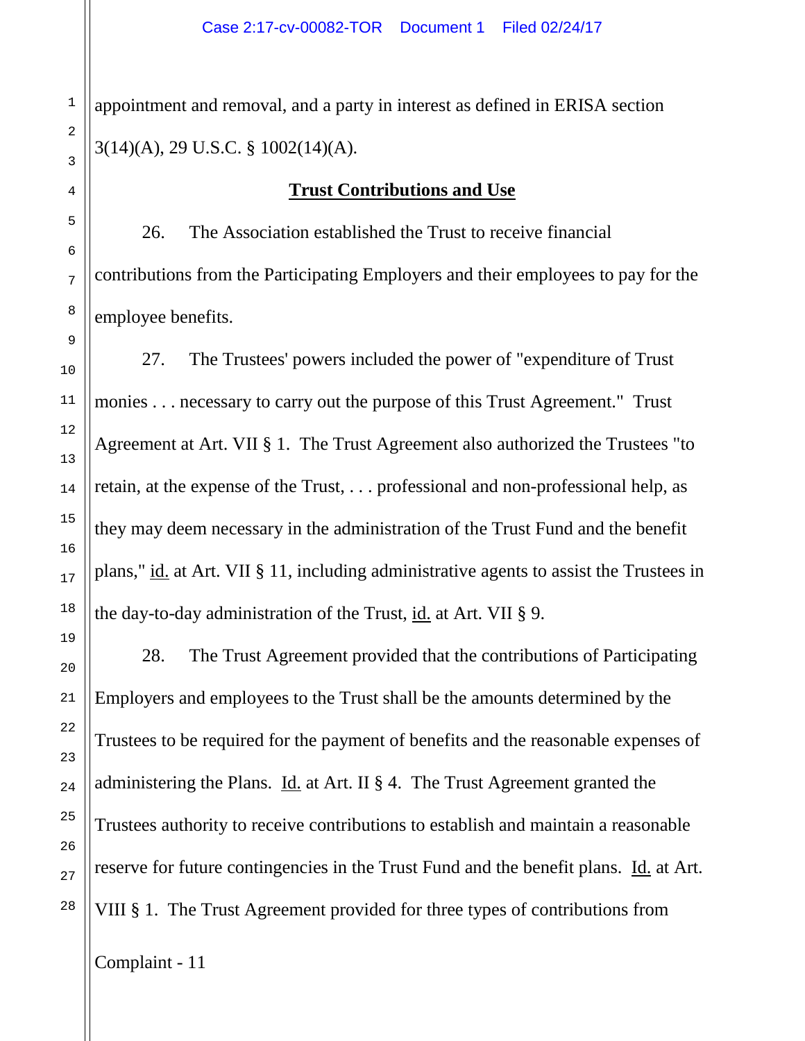appointment and removal, and a party in interest as defined in ERISA section 3(14)(A), 29 U.S.C. § 1002(14)(A).

## Trust Contributions and Use

26. The Association established the Trust to receive financial contributions from the Participating Employers and their employees to pay for the employee benefits.

27. The Trustees' powers included the power of "expenditure of Trust monies . . . necessary to carry out the purpose of this Trust Agreement." Trust Agreement at Art. VII § 1. The Trust Agreement also authorized the Trustees "to retain, at the expense of the Trust, . . . professional and non-professional help, as they may deem necessary in the administration of the Trust Fund and the benefit plans," id. at Art. VII § 11, including administrative agents to assist the Trustees in the day-to-day administration of the Trust, id. at Art. VII § 9.

28. The Trust Agreement provided that the contributions of Participating Employers and employees to the Trust shall be the amounts determined by the Trustees to be required for the payment of benefits and the reasonable expenses of administering the Plans. Id. at Art. II § 4. The Trust Agreement granted the Trustees authority to receive contributions to establish and maintain a reasonable reserve for future contingencies in the Trust Fund and the benefit plans. Id. at Art. VIII § 1. The Trust Agreement provided for three types of contributions from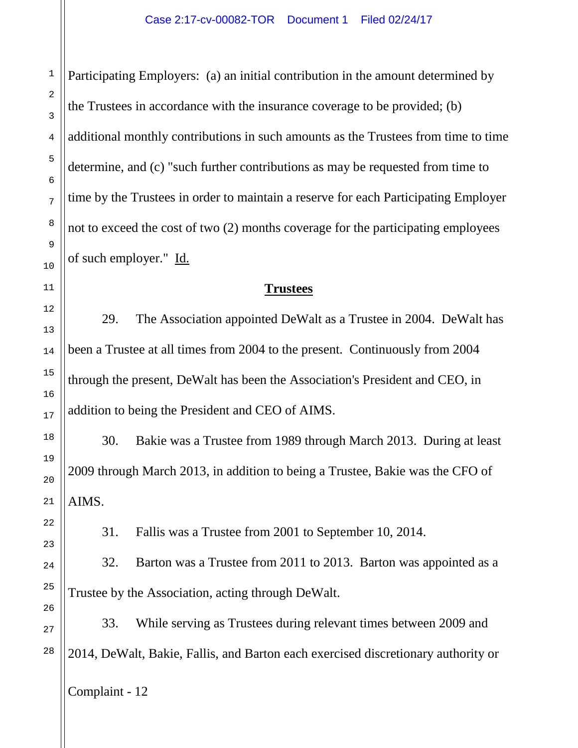Participating Employers: (a) an initial contribution in the amount determined by the Trustees in accordance with the insurance coverage to be provided; (b) additional monthly contributions in such amounts as the Trustees from time to time determine, and (c) "such further contributions as may be requested from time to time by the Trustees in order to maintain a reserve for each Participating Employer not to exceed the cost of two (2) months coverage for the participating employees of such employer." Id.

## **Trustees**

29. The Association appointed DeWalt as a Trustee in 2004. DeWalt has been a Trustee at all times from 2004 to the present. Continuously from 2004 through the present, DeWalt has been the Association's President and CEO, in addition to being the President and CEO of AIMS.

30. Bakie was a Trustee from 1989 through March 2013. During at least 2009 through March 2013, in addition to being a Trustee, Bakie was the CFO of AIMS.

31. Fallis was a Trustee from 2001 to September 10, 2014.

32. Barton was a Trustee from 2011 to 2013. Barton was appointed as a Trustee by the Association, acting through DeWalt.

33. While serving as Trustees during relevant times between 2009 and 2014, DeWalt, Bakie, Fallis, and Barton each exercised discretionary authority or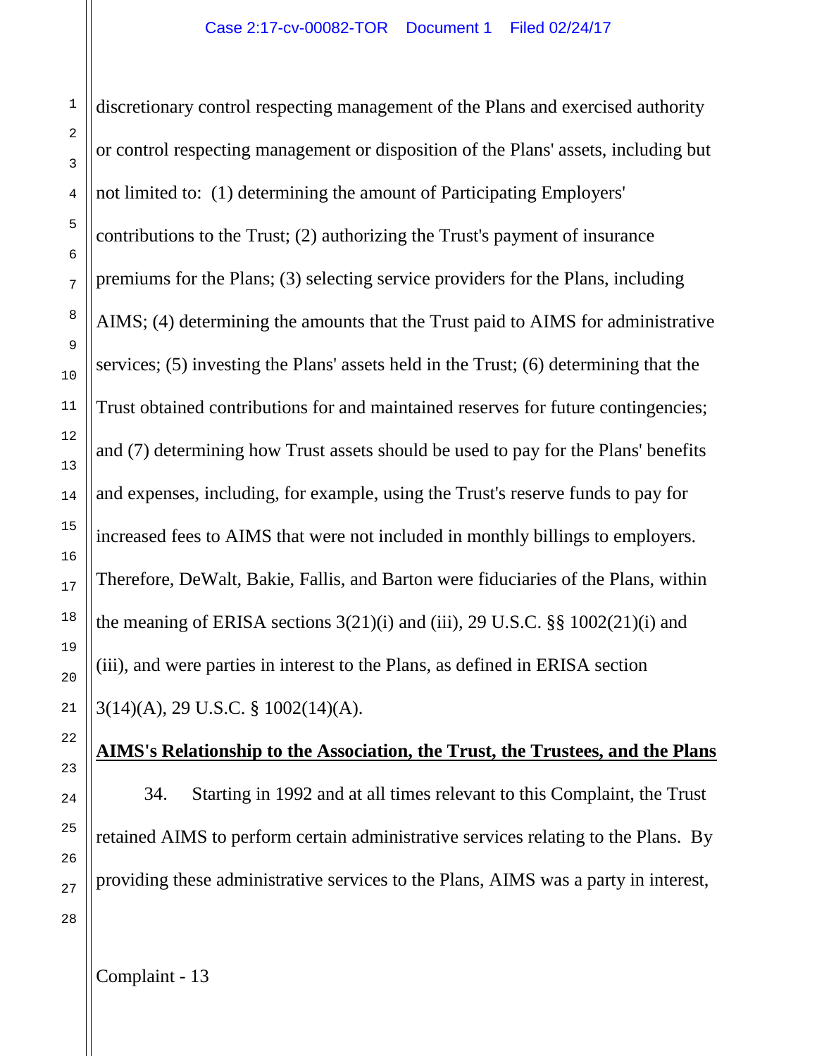discretionary control respecting management of the Plans and exercised authority or control respecting management or disposition of the Plans' assets, including but not limited to: (1) determining the amount of Participating Employers' contributions to the Trust; (2) authorizing the Trust's payment of insurance premiums for the Plans; (3) selecting service providers for the Plans, including AIMS; (4) determining the amounts that the Trust paid to AIMS for administrative services; (5) investing the Plans' assets held in the Trust; (6) determining that the Trust obtained contributions for and maintained reserves for future contingencies; and (7) determining how Trust assets should be used to pay for the Plans' benefits and expenses, including, for example, using the Trust's reserve funds to pay for increased fees to AIMS that were not included in monthly billings to employers. Therefore, DeWalt, Bakie, Fallis, and Barton were fiduciaries of the Plans, within the meaning of ERISA sections 3(21)(i) and (iii), 29 U.S.C. §§ 1002(21)(i) and (iii), and were parties in interest to the Plans, as defined in ERISA section 3(14)(A), 29 U.S.C. § 1002(14)(A).

**AIMS's Relationship to the Association, the Trust, the Trustees, and the Plans**

34. Starting in 1992 and at all times relevant to this Complaint, the Trust retained AIMS to perform certain administrative services relating to the Plans. By providing these administrative services to the Plans, AIMS was a party in interest,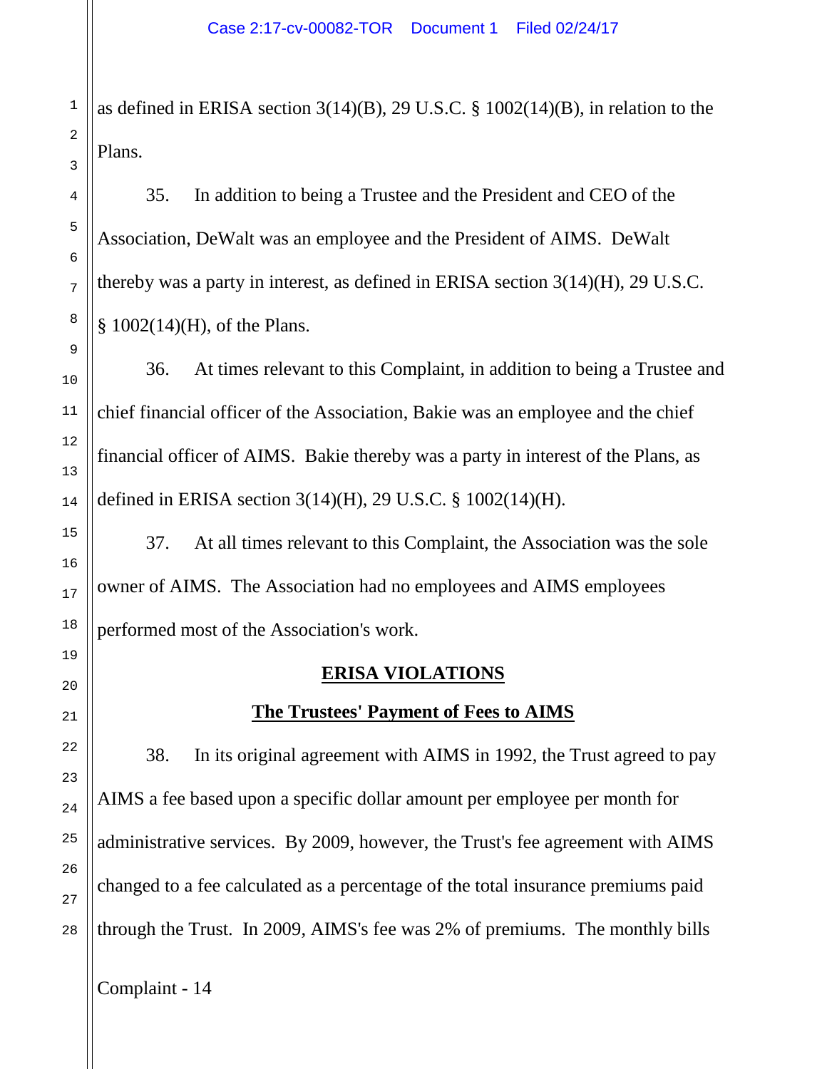as defined in ERISA section 3(14)(B), 29 U.S.C. § 1002(14)(B), in relation to the Plans.

35. In addition to being a Trustee and the President and CEO of the Association, DeWalt was an employee and the President of AIMS. DeWalt thereby was a party in interest, as defined in ERISA section 3(14)(H), 29 U.S.C. § 1002(14)(H), of the Plans.

36. At times relevant to this Complaint, in addition to being a Trustee and chief financial officer of the Association, Bakie was an employee and the chief financial officer of AIMS. Bakie thereby was a party in interest of the Plans, as defined in ERISA section 3(14)(H), 29 U.S.C. § 1002(14)(H).

37. At all times relevant to this Complaint, the Association was the sole owner of AIMS. The Association had no employees and AIMS employees performed most of the Association's work.

## ERISA VIOLATIONS

### The Trustees' Payment of Fees to AIMS

38. In its original agreement with AIMS in 1992, the Trust agreed to pay AIMS a fee based upon a specific dollar amount per employee per month for administrative services. By 2009, however, the Trust's fee agreement with AIMS changed to a fee calculated as a percentage of the total insurance premiums paid through the Trust. In 2009, AIMS's fee was 2% of premiums. The monthly bills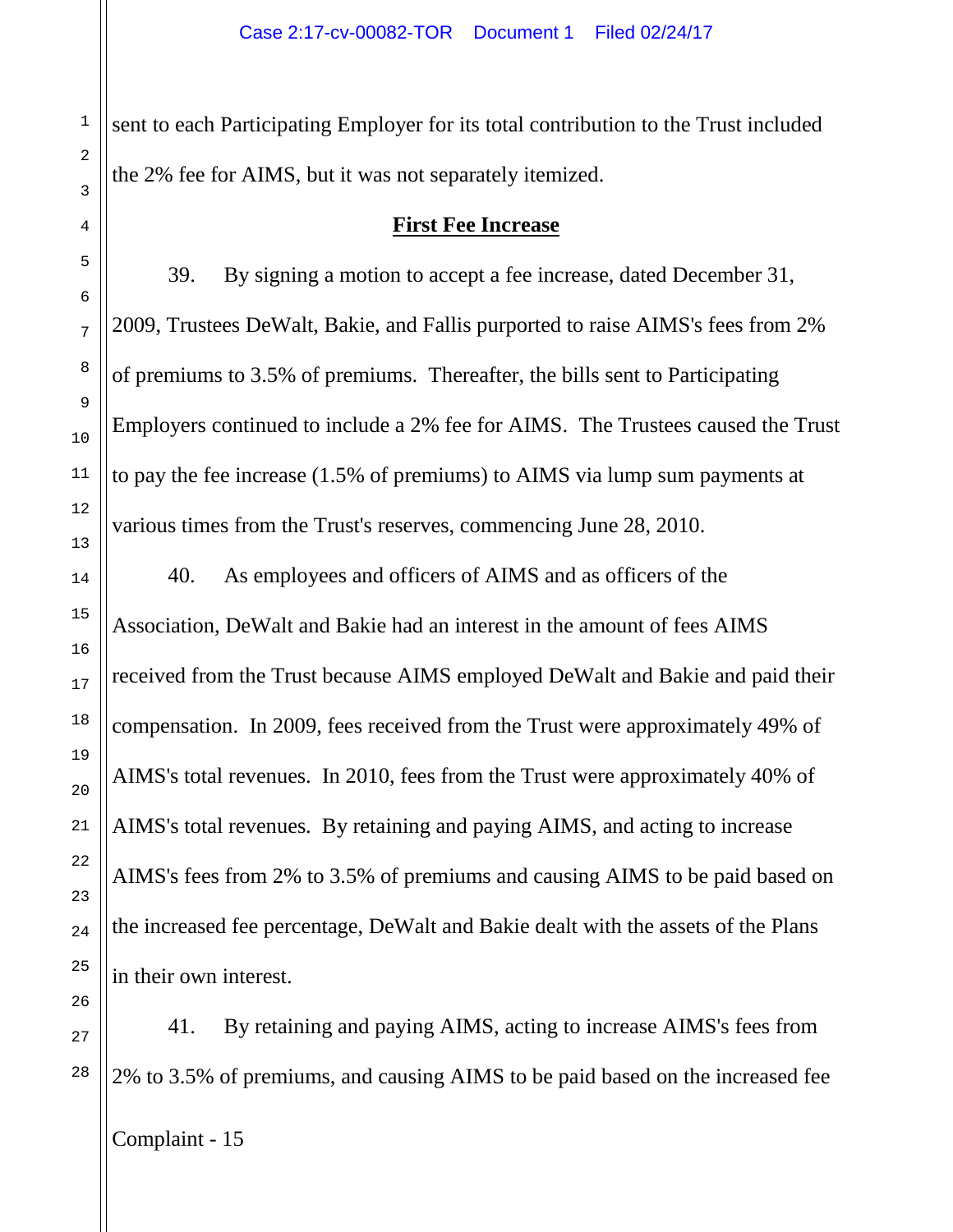sent to each Participating Employer for its total contribution to the Trust included the 2% fee for AIMS, but it was not separately itemized.

**First Fee Increase**

39. By signing a motion to accept a fee increase, dated December 31, 2009, Trustees DeWalt, Bakie, and Fallis purported to raise AIMS's fees from 2% of premiums to 3.5% of premiums. Thereafter, the bills sent to Participating Employers continued to include a 2% fee for AIMS. The Trustees caused the Trust to pay the fee increase (1.5% of premiums) to AIMS via lump sum payments at various times from the Trust's reserves, commencing June 28, 2010.

40. As employees and officers of AIMS and as officers of the Association, DeWalt and Bakie had an interest in the amount of fees AIMS received from the Trust because AIMS employed DeWalt and Bakie and paid their compensation. In 2009, fees received from the Trust were approximately 49% of AIMS's total revenues. In 2010, fees from the Trust were approximately 40% of AIMS's total revenues. By retaining and paying AIMS, and acting to increase AIMS's fees from 2% to 3.5% of premiums and causing AIMS to be paid based on the increased fee percentage, DeWalt and Bakie dealt with the assets of the Plans in their own interest.

41. By retaining and paying AIMS, acting to increase AIMS's fees from 2% to 3.5% of premiums, and causing AIMS to be paid based on the increased fee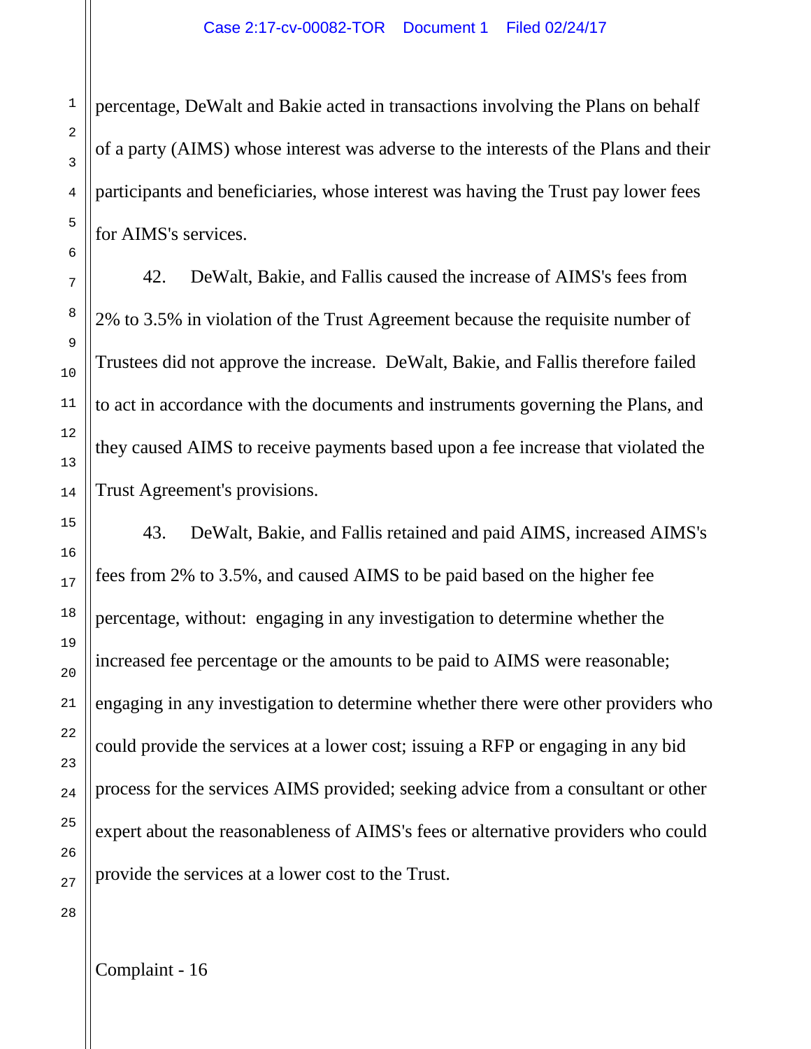percentage, DeWalt and Bakie acted in transactions involving the Plans on behalf of a party (AIMS) whose interest was adverse to the interests of the Plans and their participants and beneficiaries, whose interest was having the Trust pay lower fees for AIMS's services.

42. DeWalt, Bakie, and Fallis caused the increase of AIMS's fees from 2% to 3.5% in violation of the Trust Agreement because the requisite number of Trustees did not approve the increase. DeWalt, Bakie, and Fallis therefore failed to act in accordance with the documents and instruments governing the Plans, and they caused AIMS to receive payments based upon a fee increase that violated the Trust Agreement's provisions.

43. DeWalt, Bakie, and Fallis retained and paid AIMS, increased AIMS's fees from 2% to 3.5%, and caused AIMS to be paid based on the higher fee percentage, without: engaging in any investigation to determine whether the increased fee percentage or the amounts to be paid to AIMS were reasonable; engaging in any investigation to determine whether there were other providers who could provide the services at a lower cost; issuing a RFP or engaging in any bid process for the services AIMS provided; seeking advice from a consultant or other expert about the reasonableness of AIMS's fees or alternative providers who could provide the services at a lower cost to the Trust.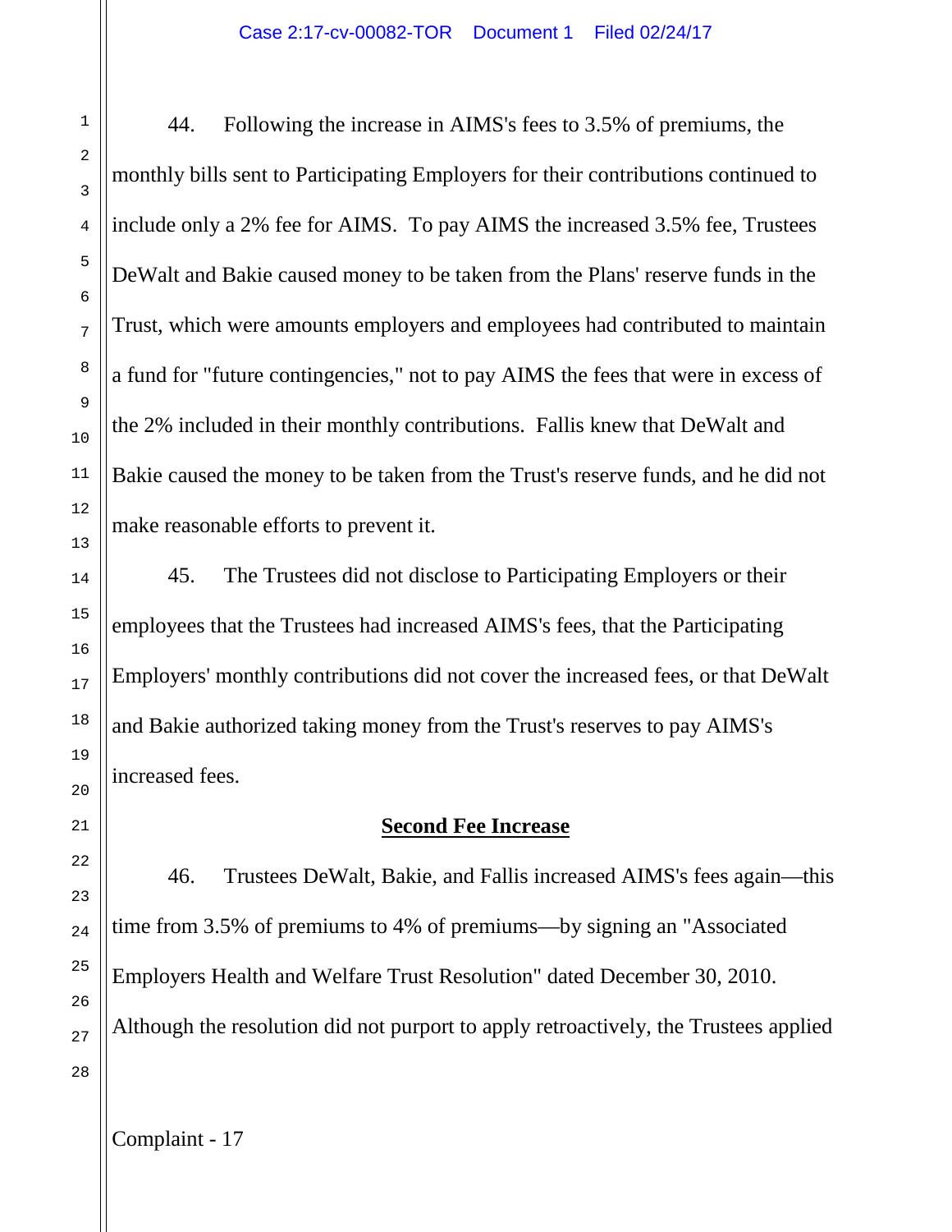44. Following the increase in AIMS's fees to 3.5% of premiums, the monthly bills sent to Participating Employers for their contributions continued to include only a 2% fee for AIMS. To pay AIMS the increased 3.5% fee, Trustees DeWalt and Bakie caused money to be taken from the Plans' reserve funds in the Trust, which were amounts employers and employees had contributed to maintain a fund for "future contingencies," not to pay AIMS the fees that were in excess of the 2% included in their monthly contributions. Fallis knew that DeWalt and Bakie caused the money to be taken from the Trust's reserve funds, and he did not make reasonable efforts to prevent it.

45. The Trustees did not disclose to Participating Employers or their employees that the Trustees had increased AIMS's fees, that the Participating Employers' monthly contributions did not cover the increased fees, or that DeWalt and Bakie authorized taking money from the Trust's reserves to pay AIMS's increased fees.

**Second Fee Increase**

46. Trustees DeWalt, Bakie, and Fallis increased AIMS's fees again—this time from 3.5% of premiums to 4% of premiums—by signing an "Associated Employers Health and Welfare Trust Resolution" dated December 30, 2010. Although the resolution did not purport to apply retroactively, the Trustees applied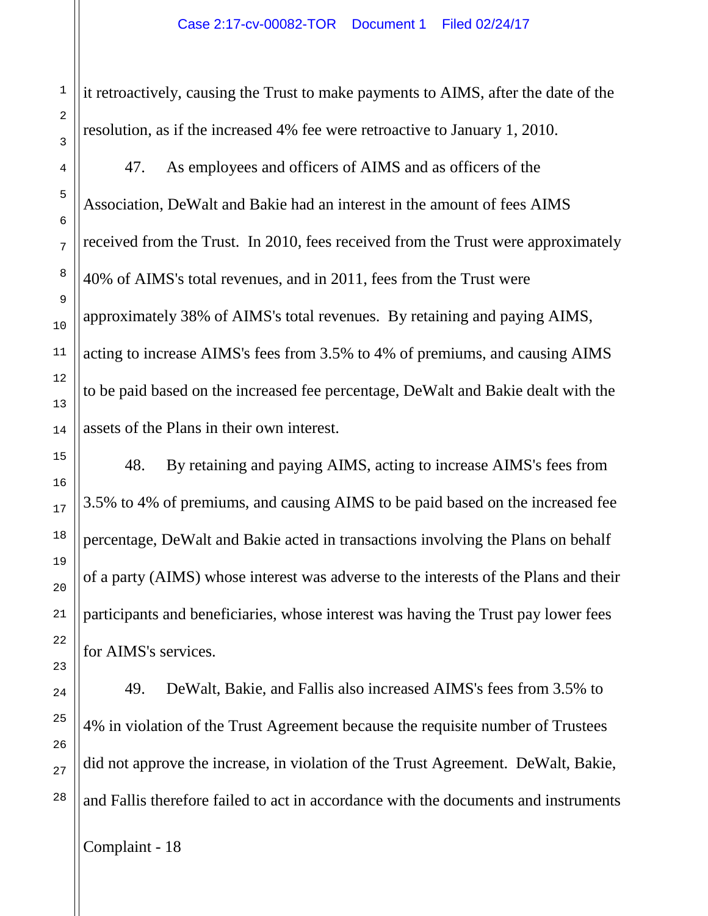it retroactively, causing the Trust to make payments to AIMS, after the date of the resolution, as if the increased 4% fee were retroactive to January 1, 2010.

47. As employees and officers of AIMS and as officers of the Association, DeWalt and Bakie had an interest in the amount of fees AIMS received from the Trust. In 2010, fees received from the Trust were approximately 40% of AIMS's total revenues, and in 2011, fees from the Trust were approximately 38% of AIMS's total revenues. By retaining and paying AIMS, acting to increase AIMS's fees from 3.5% to 4% of premiums, and causing AIMS to be paid based on the increased fee percentage, DeWalt and Bakie dealt with the assets of the Plans in their own interest.

48. By retaining and paying AIMS, acting to increase AIMS's fees from 3.5% to 4% of premiums, and causing AIMS to be paid based on the increased fee percentage, DeWalt and Bakie acted in transactions involving the Plans on behalf of a party (AIMS) whose interest was adverse to the interests of the Plans and their participants and beneficiaries, whose interest was having the Trust pay lower fees for AIMS's services.

49. DeWalt, Bakie, and Fallis also increased AIMS's fees from 3.5% to 4% in violation of the Trust Agreement because the requisite number of Trustees did not approve the increase, in violation of the Trust Agreement. DeWalt, Bakie, and Fallis therefore failed to act in accordance with the documents and instruments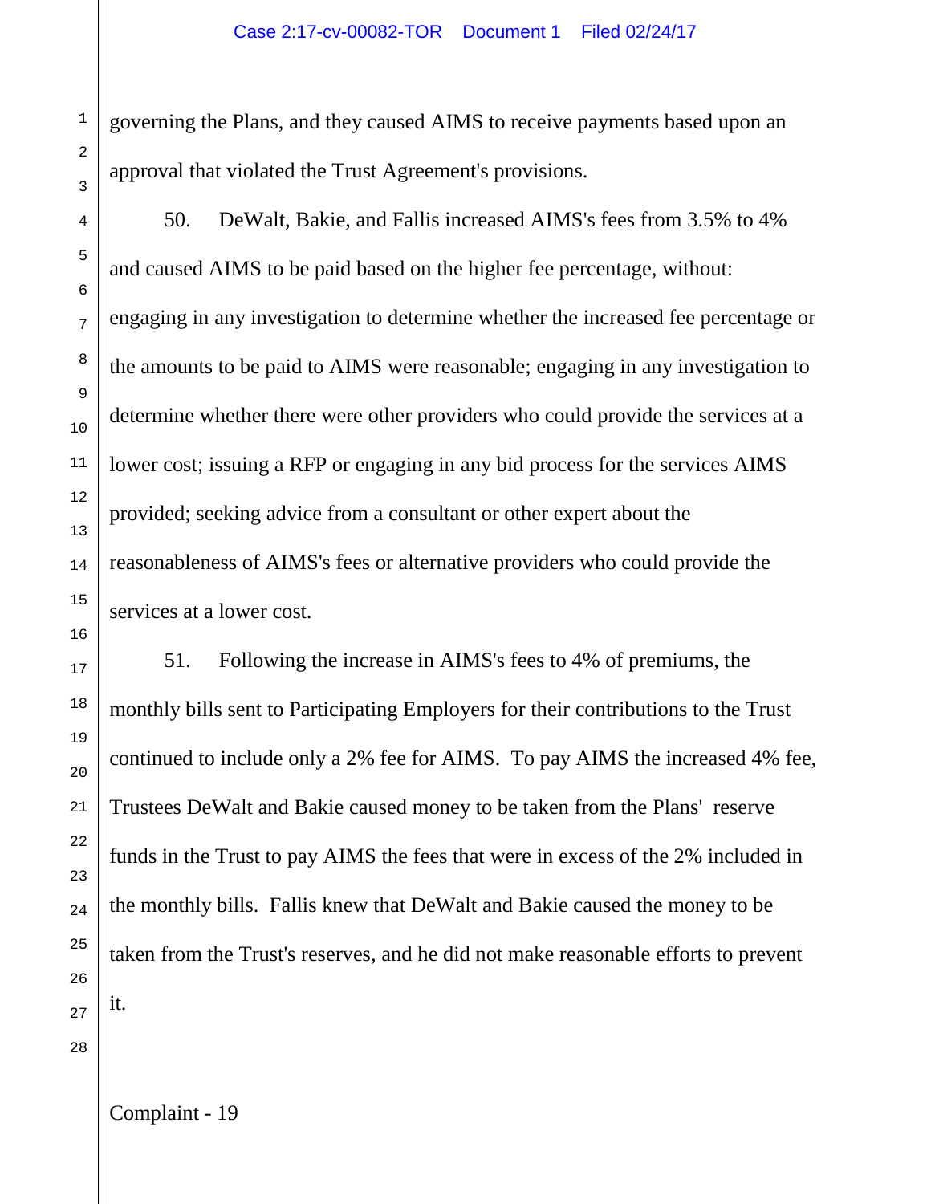governing the Plans, and they caused AIMS to receive payments based upon an approval that violated the Trust Agreement's provisions.

50. DeWalt, Bakie, and Fallis increased AIMS's fees from 3.5% to 4% and caused AIMS to be paid based on the higher fee percentage, without: engaging in any investigation to determine whether the increased fee percentage or the amounts to be paid to AIMS were reasonable; engaging in any investigation to determine whether there were other providers who could provide the services at a lower cost; issuing a RFP or engaging in any bid process for the services AIMS provided; seeking advice from a consultant or other expert about the reasonableness of AIMS's fees or alternative providers who could provide the services at a lower cost.

51. Following the increase in AIMS's fees to 4% of premiums, the monthly bills sent to Participating Employers for their contributions to the Trust continued to include only a 2% fee for AIMS. To pay AIMS the increased 4% fee, Trustees DeWalt and Bakie caused money to be taken from the Plans' reserve funds in the Trust to pay AIMS the fees that were in excess of the 2% included in the monthly bills. Fallis knew that DeWalt and Bakie caused the money to be taken from the Trust's reserves, and he did not make reasonable efforts to prevent it.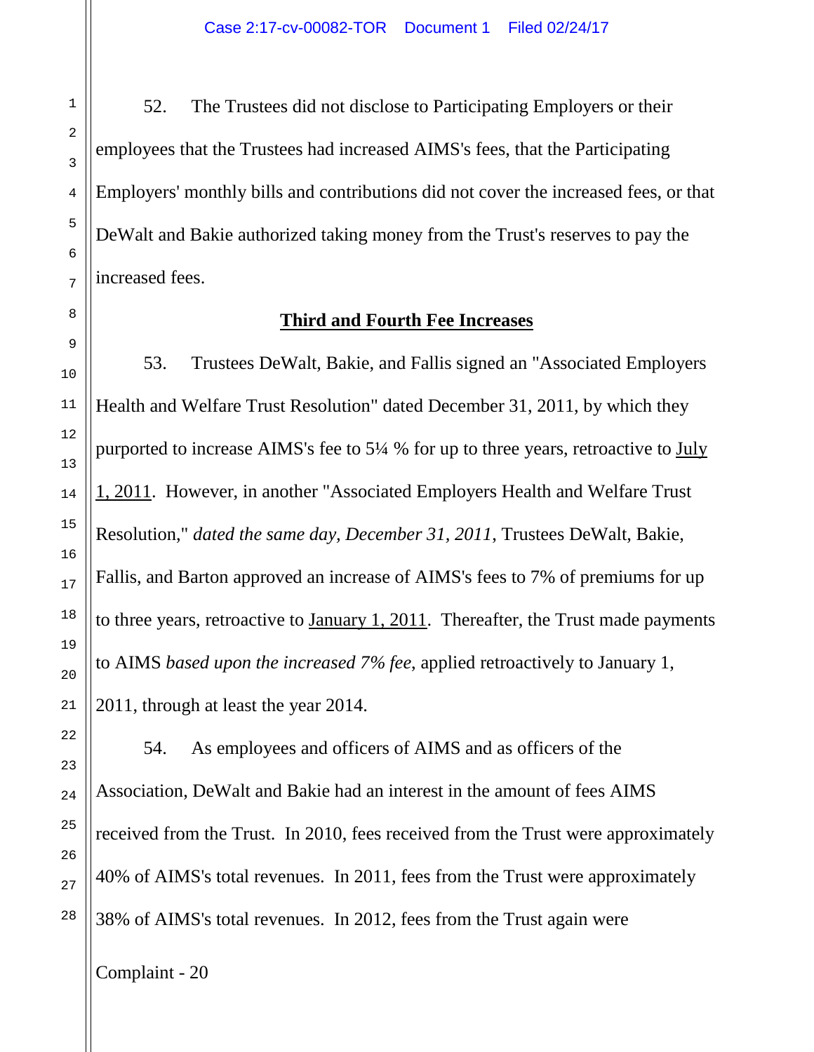52. The Trustees did not disclose to Participating Employers or their employees that the Trustees had increased AIMS's fees, that the Participating Employers' monthly bills and contributions did not cover the increased fees, or that DeWalt and Bakie authorized taking money from the Trust's reserves to pay the increased fees.

**Third and Fourth Fee Increases**

53. Trustees DeWalt, Bakie, and Fallis signed an "Associated Employers Health and Welfare Trust Resolution" dated December 31, 2011, by which they purported to increase AIMS's fee to 5¼ % for up to three years, retroactive to July 1, 2011. However, in another "Associated Employers Health and Welfare Trust Resolution," *dated the same day, December 31, 2011*, Trustees DeWalt, Bakie, Fallis, and Barton approved an increase of AIMS's fees to 7% of premiums for up to three years, retroactive to January 1, 2011. Thereafter, the Trust made payments to AIMS *based upon the increased 7% fee*, applied retroactively to January 1, 2011, through at least the year 2014.

54. As employees and officers of AIMS and as officers of the Association, DeWalt and Bakie had an interest in the amount of fees AIMS received from the Trust. In 2010, fees received from the Trust were approximately 40% of AIMS's total revenues. In 2011, fees from the Trust were approximately 38% of AIMS's total revenues. In 2012, fees from the Trust again were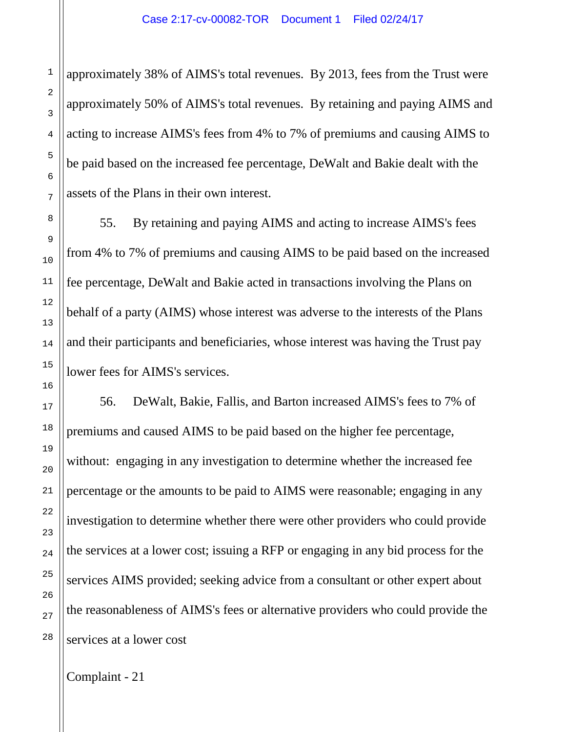approximately 38% of AIMS's total revenues. By 2013, fees from the Trust were approximately 50% of AIMS's total revenues. By retaining and paying AIMS and acting to increase AIMS's fees from 4% to 7% of premiums and causing AIMS to be paid based on the increased fee percentage, DeWalt and Bakie dealt with the assets of the Plans in their own interest.

55. By retaining and paying AIMS and acting to increase AIMS's fees from 4% to 7% of premiums and causing AIMS to be paid based on the increased fee percentage, DeWalt and Bakie acted in transactions involving the Plans on behalf of a party (AIMS) whose interest was adverse to the interests of the Plans and their participants and beneficiaries, whose interest was having the Trust pay lower fees for AIMS's services.

56. DeWalt, Bakie, Fallis, and Barton increased AIMS's fees to 7% of premiums and caused AIMS to be paid based on the higher fee percentage, without: engaging in any investigation to determine whether the increased fee percentage or the amounts to be paid to AIMS were reasonable; engaging in any investigation to determine whether there were other providers who could provide the services at a lower cost; issuing a RFP or engaging in any bid process for the services AIMS provided; seeking advice from a consultant or other expert about the reasonableness of AIMS's fees or alternative providers who could provide the services at a lower cost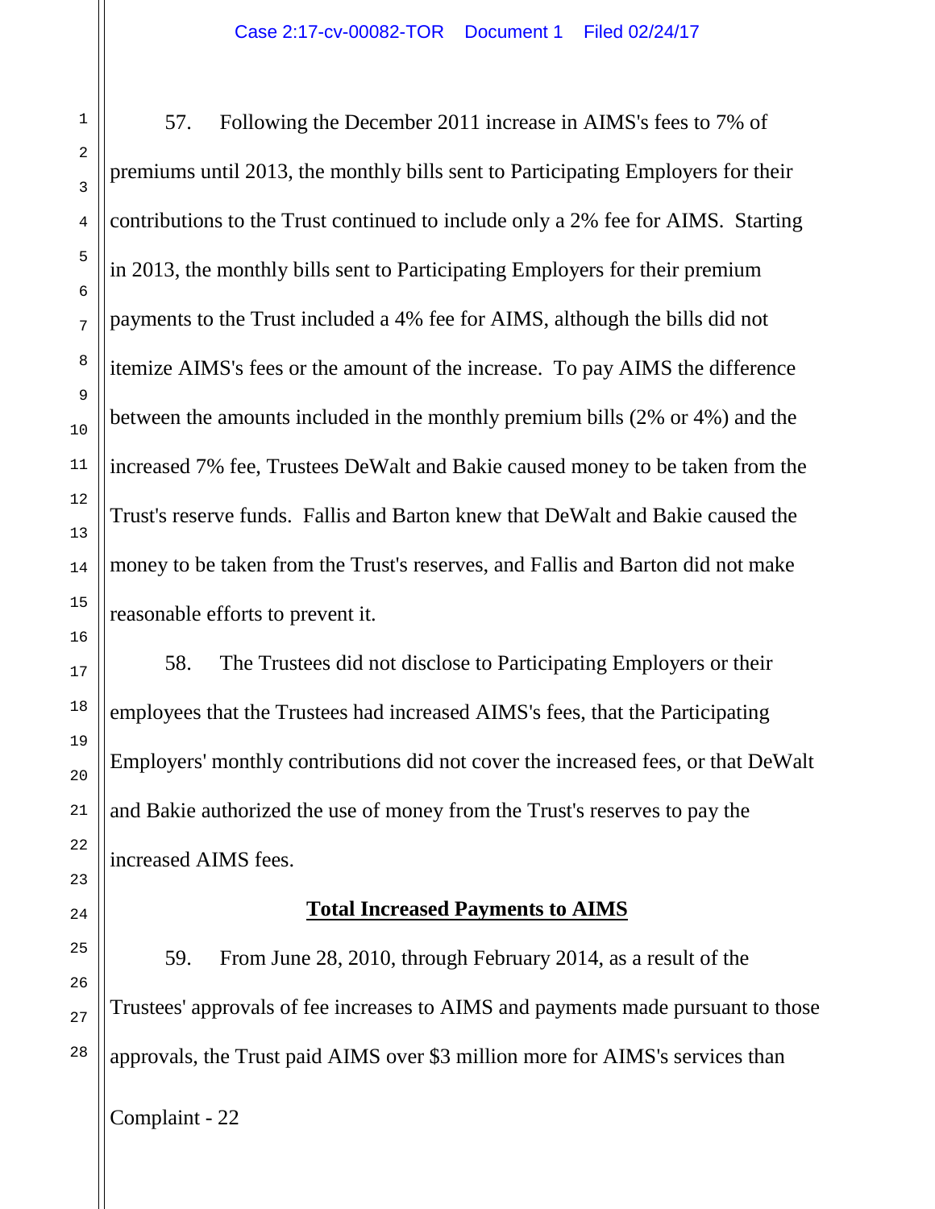57. Following the December 2011 increase in AIMS's fees to 7% of premiums until 2013, the monthly bills sent to Participating Employers for their contributions to the Trust continued to include only a 2% fee for AIMS. Starting in 2013, the monthly bills sent to Participating Employers for their premium payments to the Trust included a 4% fee for AIMS, although the bills did not itemize AIMS's fees or the amount of the increase. To pay AIMS the difference between the amounts included in the monthly premium bills (2% or 4%) and the increased 7% fee, Trustees DeWalt and Bakie caused money to be taken from the Trust's reserve funds. Fallis and Barton knew that DeWalt and Bakie caused the money to be taken from the Trust's reserves, and Fallis and Barton did not make reasonable efforts to prevent it.

58. The Trustees did not disclose to Participating Employers or their employees that the Trustees had increased AIMS's fees, that the Participating Employers' monthly contributions did not cover the increased fees, or that DeWalt and Bakie authorized the use of money from the Trust's reserves to pay the increased AIMS fees.

**Total Increased Payments to AIMS**

59. From June 28, 2010, through February 2014, as a result of the Trustees' approvals of fee increases to AIMS and payments made pursuant to those approvals, the Trust paid AIMS over $3 million more for AIMS's services than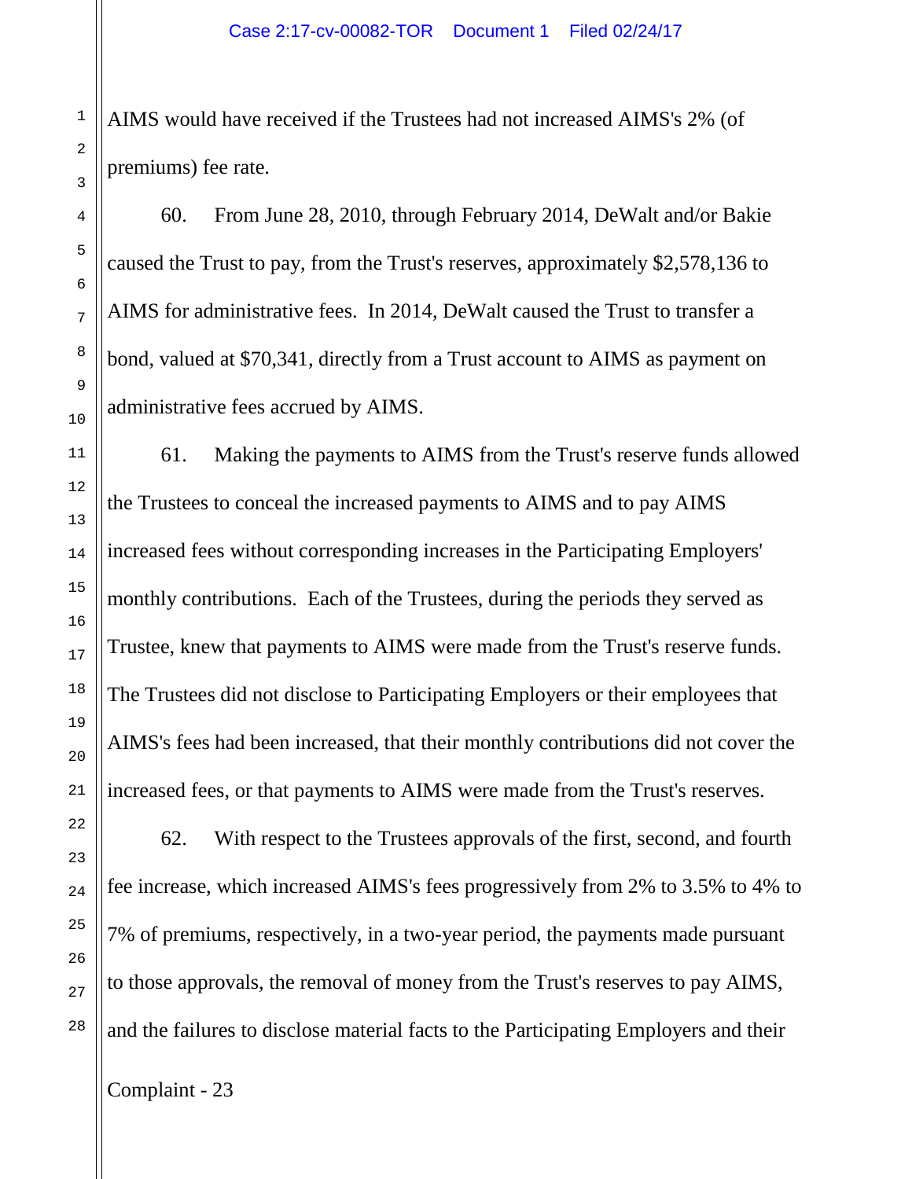AIMS would have received if the Trustees had not increased AIMS's 2% (of premiums) fee rate.

60. From June 28, 2010, through February 2014, DeWalt and/or Bakie caused the Trust to pay, from the Trust's reserves, approximately $2,578,136 to AIMS for administrative fees. In 2014, DeWalt caused the Trust to transfer a bond, valued at $70,341, directly from a Trust account to AIMS as payment on administrative fees accrued by AIMS.

61. Making the payments to AIMS from the Trust's reserve funds allowed the Trustees to conceal the increased payments to AIMS and to pay AIMS increased fees without corresponding increases in the Participating Employers' monthly contributions. Each of the Trustees, during the periods they served as Trustee, knew that payments to AIMS were made from the Trust's reserve funds. The Trustees did not disclose to Participating Employers or their employees that AIMS's fees had been increased, that their monthly contributions did not cover the increased fees, or that payments to AIMS were made from the Trust's reserves.

62. With respect to the Trustees approvals of the first, second, and fourth fee increase, which increased AIMS's fees progressively from 2% to 3.5% to 4% to 7% of premiums, respectively, in a two-year period, the payments made pursuant to those approvals, the removal of money from the Trust's reserves to pay AIMS, and the failures to disclose material facts to the Participating Employers and their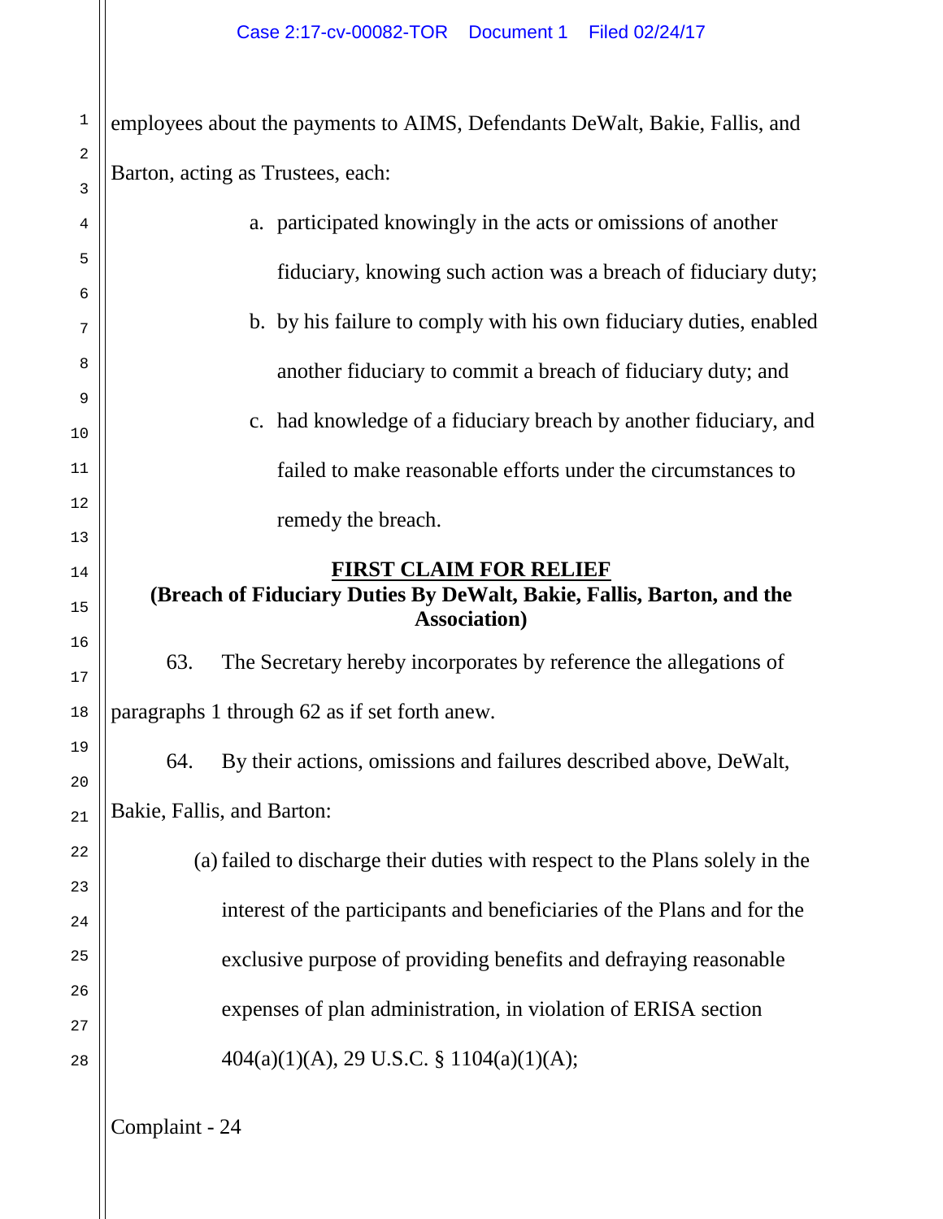employees about the payments to AIMS, Defendants DeWalt, Bakie, Fallis, and Barton, acting as Trustees, each:

a. participated knowingly in the acts or omissions of another fiduciary, knowing such action was a breach of fiduciary duty;

b. by his failure to comply with his own fiduciary duties, enabled another fiduciary to commit a breach of fiduciary duty; and

c. had knowledge of a fiduciary breach by another fiduciary, and failed to make reasonable efforts under the circumstances to remedy the breach.

## FIRST CLAIM FOR RELIEF
### (Breach of Fiduciary Duties By DeWalt, Bakie, Fallis, Barton, and the Association)

63. The Secretary hereby incorporates by reference the allegations of paragraphs 1 through 62 as if set forth anew.

64. By their actions, omissions and failures described above, DeWalt, Bakie, Fallis, and Barton:

(a) failed to discharge their duties with respect to the Plans solely in the interest of the participants and beneficiaries of the Plans and for the exclusive purpose of providing benefits and defraying reasonable expenses of plan administration, in violation of ERISA section 404(a)(1)(A), 29 U.S.C. § 1104(a)(1)(A);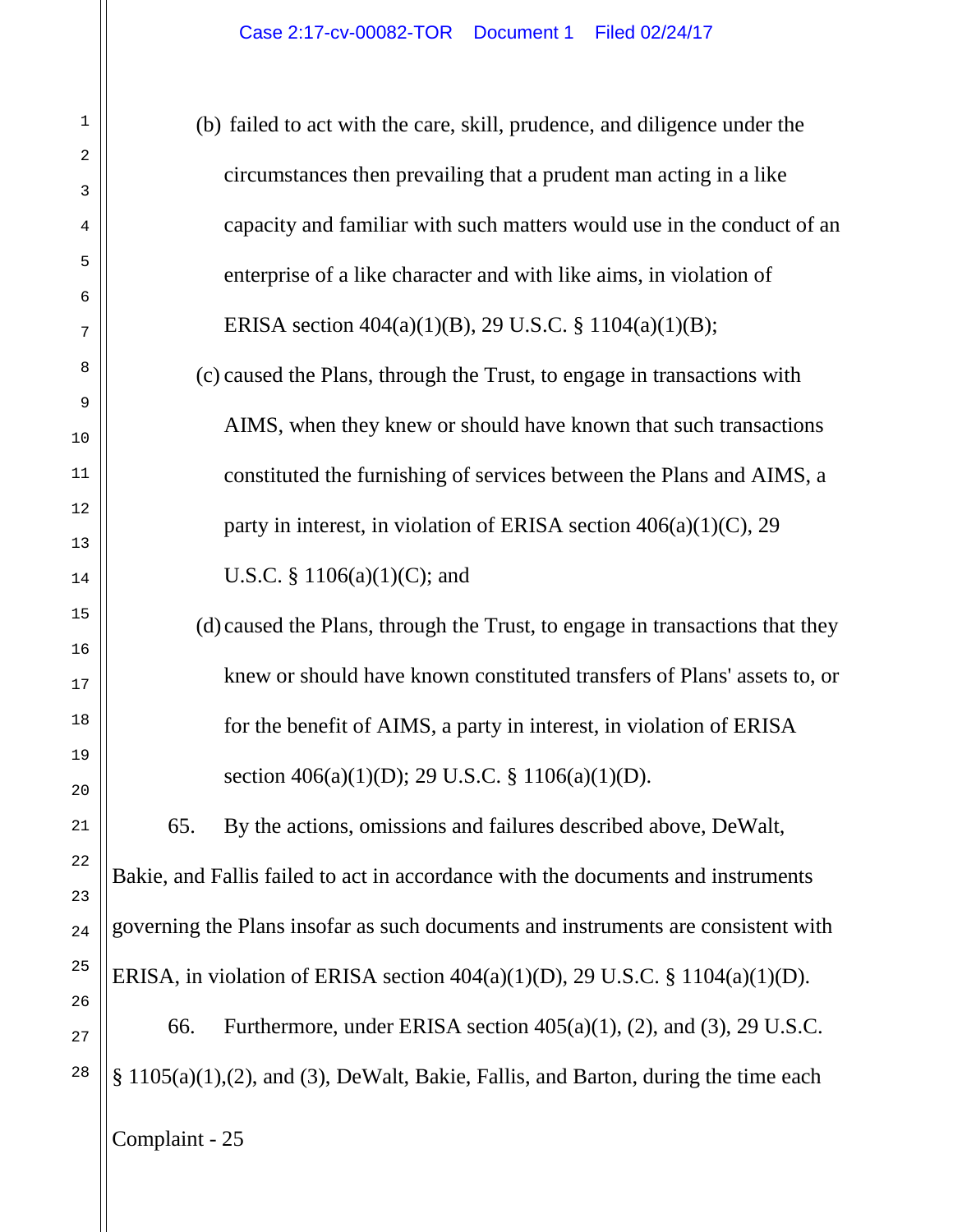(b) failed to act with the care, skill, prudence, and diligence under the circumstances then prevailing that a prudent man acting in a like capacity and familiar with such matters would use in the conduct of an enterprise of a like character and with like aims, in violation of ERISA section 404(a)(1)(B), 29 U.S.C. § 1104(a)(1)(B);

(c) caused the Plans, through the Trust, to engage in transactions with AIMS, when they knew or should have known that such transactions constituted the furnishing of services between the Plans and AIMS, a party in interest, in violation of ERISA section 406(a)(1)(C), 29 U.S.C. § 1106(a)(1)(C); and

(d) caused the Plans, through the Trust, to engage in transactions that they knew or should have known constituted transfers of Plans' assets to, or for the benefit of AIMS, a party in interest, in violation of ERISA section 406(a)(1)(D); 29 U.S.C. § 1106(a)(1)(D).

65. By the actions, omissions and failures described above, DeWalt, Bakie, and Fallis failed to act in accordance with the documents and instruments governing the Plans insofar as such documents and instruments are consistent with ERISA, in violation of ERISA section 404(a)(1)(D), 29 U.S.C. § 1104(a)(1)(D).

66. Furthermore, under ERISA section 405(a)(1), (2), and (3), 29 U.S.C. § 1105(a)(1),(2), and (3), DeWalt, Bakie, Fallis, and Barton, during the time each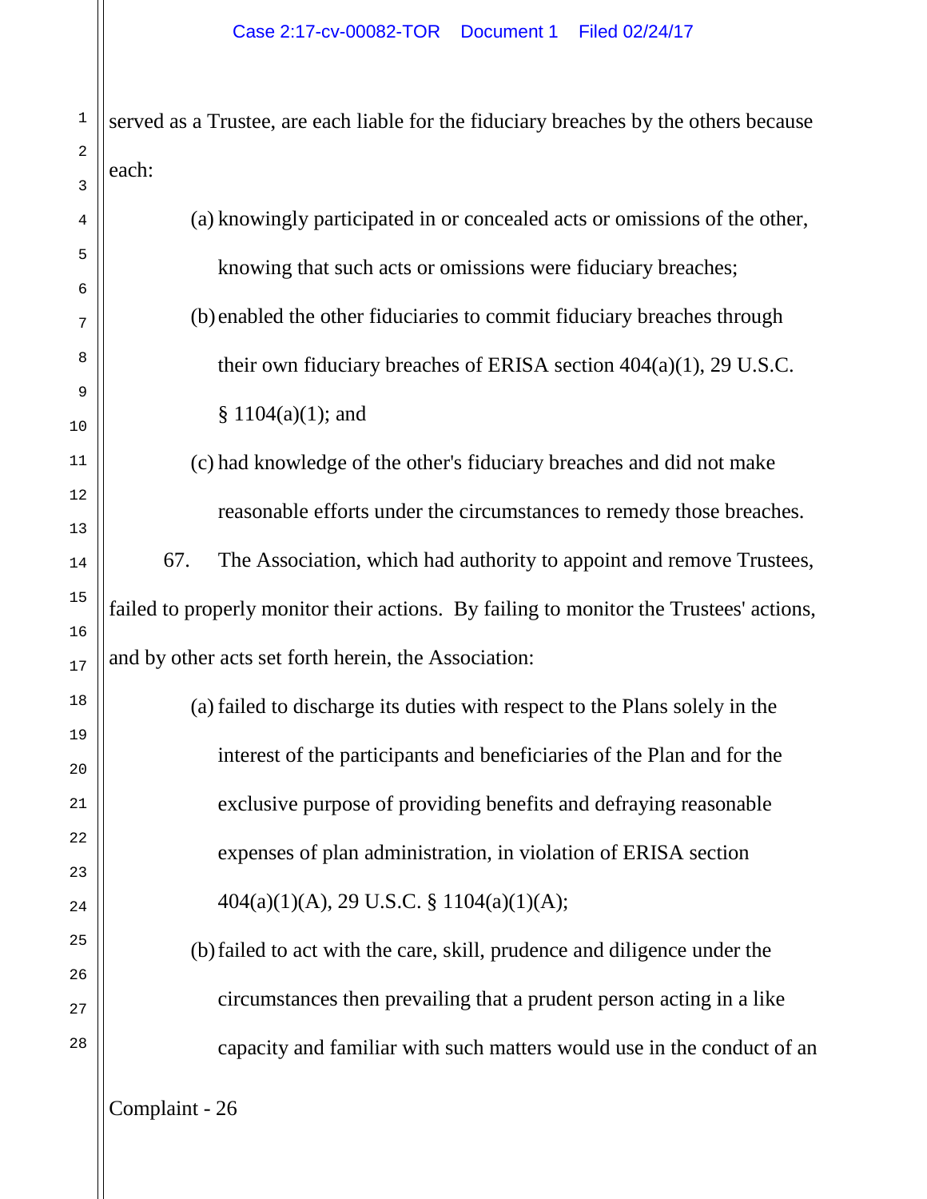served as a Trustee, are each liable for the fiduciary breaches by the others because each:

(a) knowingly participated in or concealed acts or omissions of the other, knowing that such acts or omissions were fiduciary breaches;

(b) enabled the other fiduciaries to commit fiduciary breaches through their own fiduciary breaches of ERISA section 404(a)(1), 29 U.S.C. § 1104(a)(1); and

(c) had knowledge of the other's fiduciary breaches and did not make reasonable efforts under the circumstances to remedy those breaches.

67. The Association, which had authority to appoint and remove Trustees, failed to properly monitor their actions. By failing to monitor the Trustees' actions, and by other acts set forth herein, the Association:

(a) failed to discharge its duties with respect to the Plans solely in the interest of the participants and beneficiaries of the Plan and for the exclusive purpose of providing benefits and defraying reasonable expenses of plan administration, in violation of ERISA section 404(a)(1)(A), 29 U.S.C. § 1104(a)(1)(A);

(b) failed to act with the care, skill, prudence and diligence under the circumstances then prevailing that a prudent person acting in a like capacity and familiar with such matters would use in the conduct of an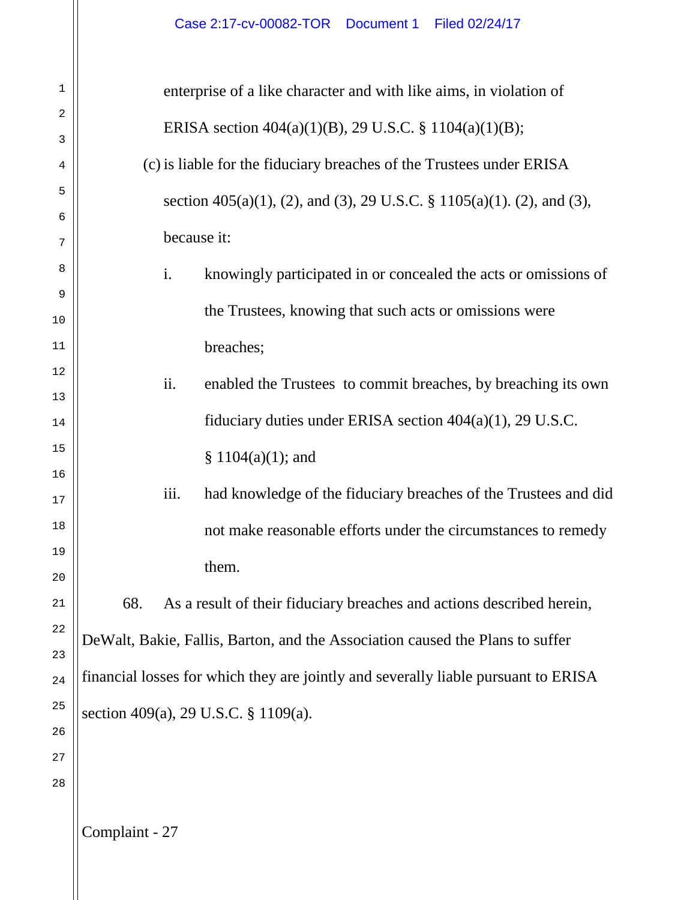enterprise of a like character and with like aims, in violation of ERISA section 404(a)(1)(B), 29 U.S.C. § 1104(a)(1)(B);

(c) is liable for the fiduciary breaches of the Trustees under ERISA section 405(a)(1), (2), and (3), 29 U.S.C. § 1105(a)(1). (2), and (3), because it:

   i. knowingly participated in or concealed the acts or omissions of the Trustees, knowing that such acts or omissions were breaches;

   ii. enabled the Trustees to commit breaches, by breaching its own fiduciary duties under ERISA section 404(a)(1), 29 U.S.C. § 1104(a)(1); and

   iii. had knowledge of the fiduciary breaches of the Trustees and did not make reasonable efforts under the circumstances to remedy them.

68. As a result of their fiduciary breaches and actions described herein, DeWalt, Bakie, Fallis, Barton, and the Association caused the Plans to suffer financial losses for which they are jointly and severally liable pursuant to ERISA section 409(a), 29 U.S.C. § 1109(a).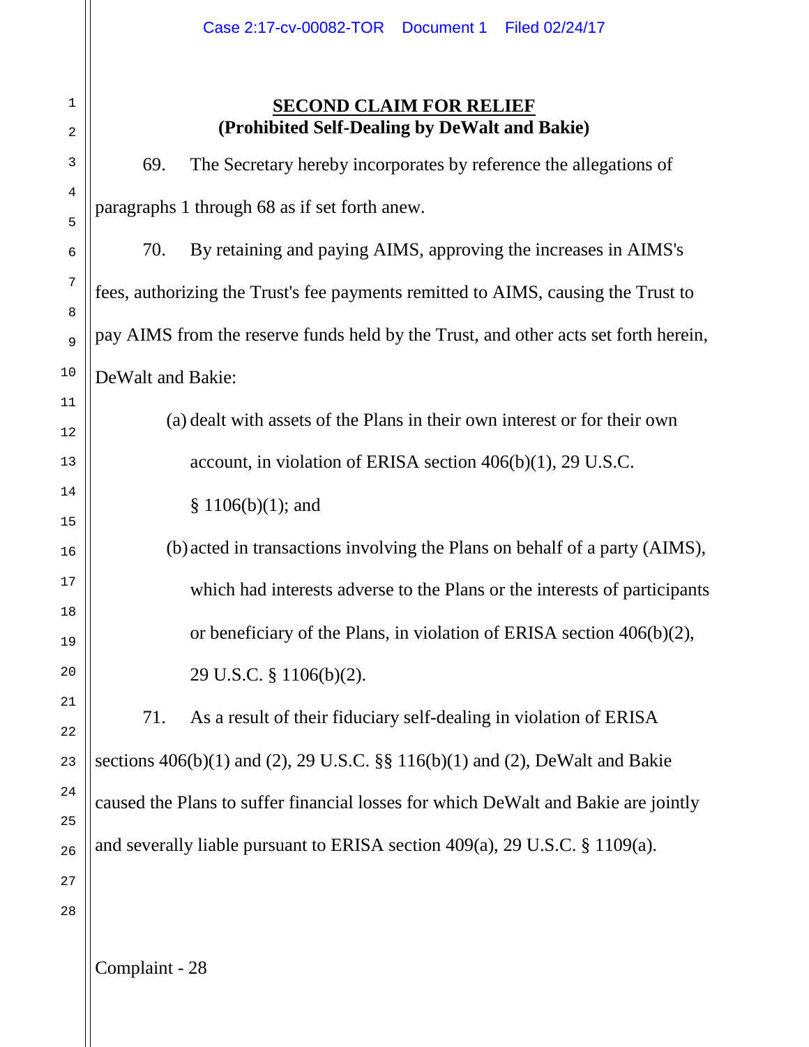## SECOND CLAIM FOR RELIEF
### (Prohibited Self-Dealing by DeWalt and Bakie)

69. The Secretary hereby incorporates by reference the allegations of paragraphs 1 through 68 as if set forth anew.

70. By retaining and paying AIMS, approving the increases in AIMS's fees, authorizing the Trust's fee payments remitted to AIMS, causing the Trust to pay AIMS from the reserve funds held by the Trust, and other acts set forth herein, DeWalt and Bakie:

(a) dealt with assets of the Plans in their own interest or for their own account, in violation of ERISA section 406(b)(1), 29 U.S.C. § 1106(b)(1); and

(b) acted in transactions involving the Plans on behalf of a party (AIMS), which had interests adverse to the Plans or the interests of participants or beneficiary of the Plans, in violation of ERISA section 406(b)(2), 29 U.S.C. § 1106(b)(2).

71. As a result of their fiduciary self-dealing in violation of ERISA sections 406(b)(1) and (2), 29 U.S.C. §§ 116(b)(1) and (2), DeWalt and Bakie caused the Plans to suffer financial losses for which DeWalt and Bakie are jointly and severally liable pursuant to ERISA section 409(a), 29 U.S.C. § 1109(a).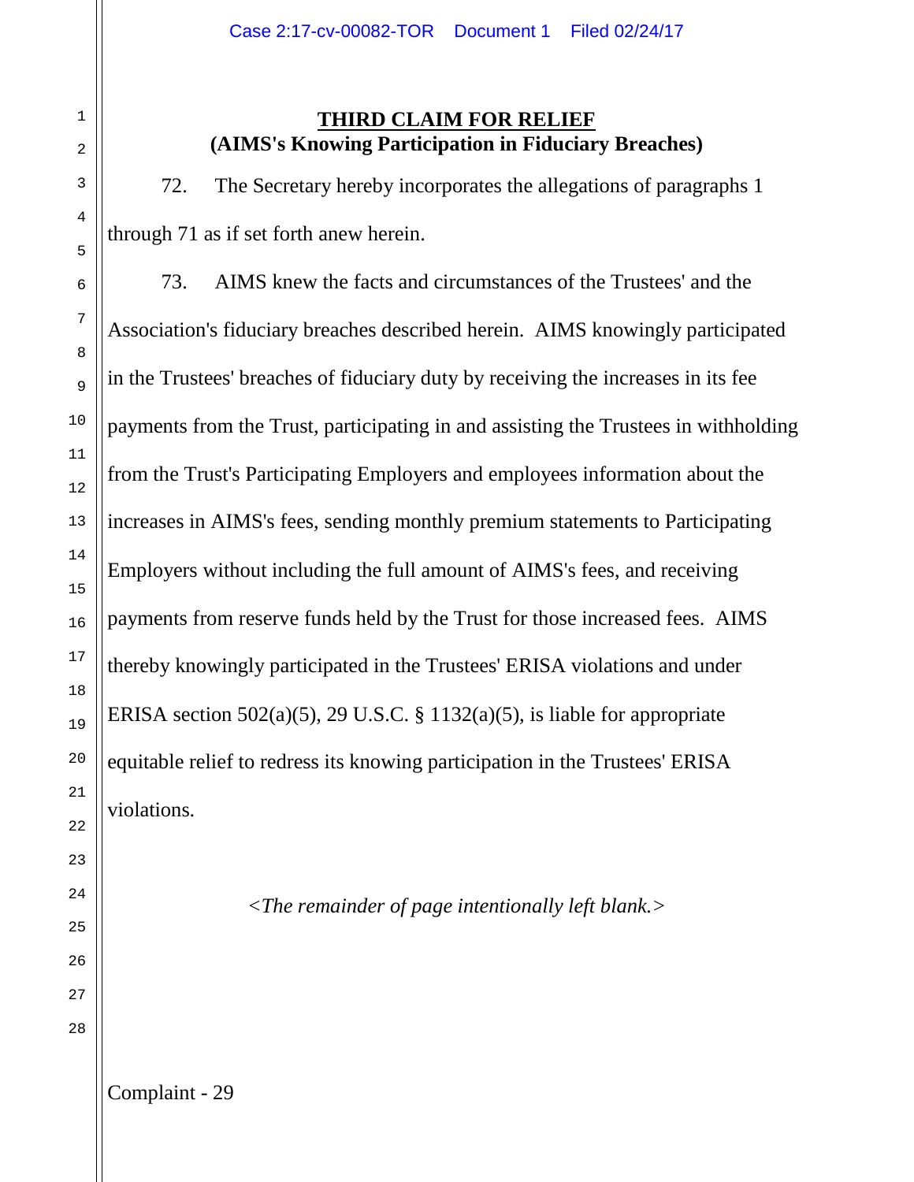**THIRD CLAIM FOR RELIEF**
**(AIMS's Knowing Participation in Fiduciary Breaches)**

72. The Secretary hereby incorporates the allegations of paragraphs 1 through 71 as if set forth anew herein.

73. AIMS knew the facts and circumstances of the Trustees' and the Association's fiduciary breaches described herein. AIMS knowingly participated in the Trustees' breaches of fiduciary duty by receiving the increases in its fee payments from the Trust, participating in and assisting the Trustees in withholding from the Trust's Participating Employers and employees information about the increases in AIMS's fees, sending monthly premium statements to Participating Employers without including the full amount of AIMS's fees, and receiving payments from reserve funds held by the Trust for those increased fees. AIMS thereby knowingly participated in the Trustees' ERISA violations and under ERISA section 502(a)(5), 29 U.S.C. § 1132(a)(5), is liable for appropriate equitable relief to redress its knowing participation in the Trustees' ERISA violations.

*<The remainder of page intentionally left blank.>*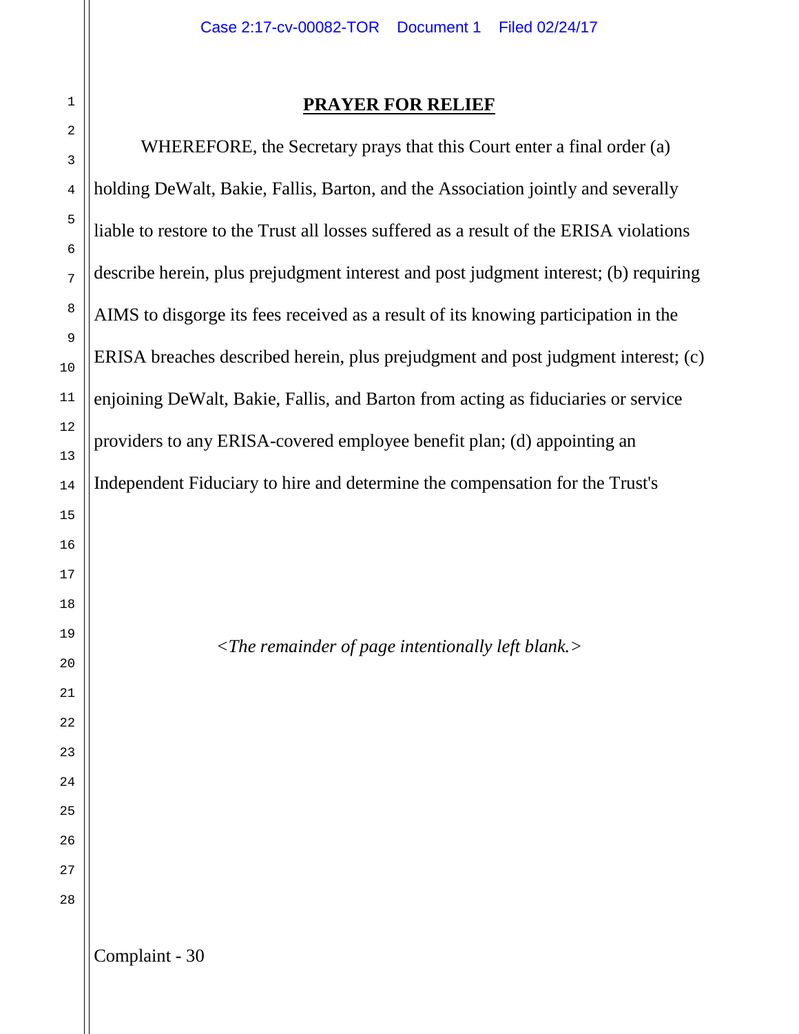## PRAYER FOR RELIEF

WHEREFORE, the Secretary prays that this Court enter a final order (a) holding DeWalt, Bakie, Fallis, Barton, and the Association jointly and severally liable to restore to the Trust all losses suffered as a result of the ERISA violations describe herein, plus prejudgment interest and post judgment interest; (b) requiring AIMS to disgorge its fees received as a result of its knowing participation in the ERISA breaches described herein, plus prejudgment and post judgment interest; (c) enjoining DeWalt, Bakie, Fallis, and Barton from acting as fiduciaries or service providers to any ERISA-covered employee benefit plan; (d) appointing an Independent Fiduciary to hire and determine the compensation for the Trust's

*<The remainder of page intentionally left blank.>*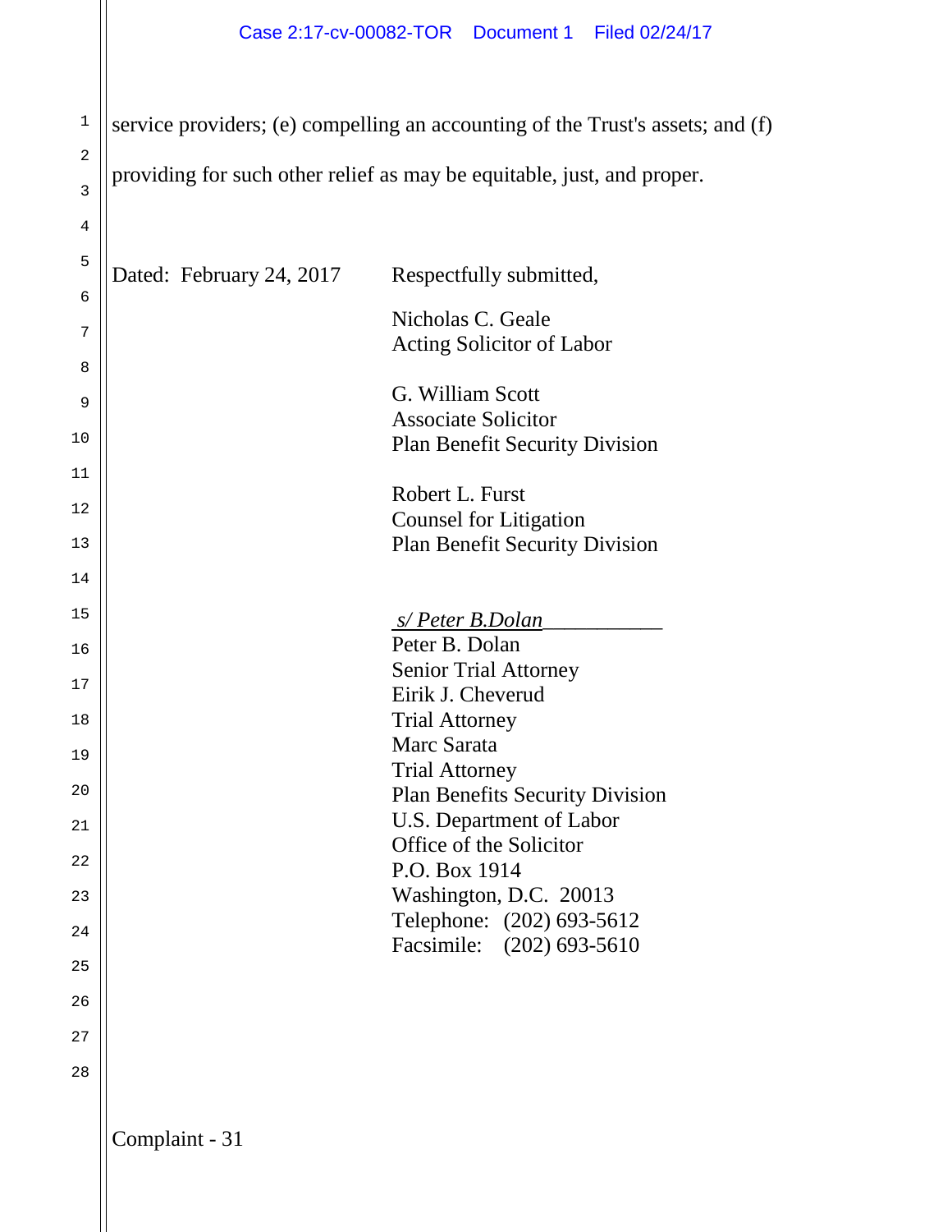service providers; (e) compelling an accounting of the Trust's assets; and (f) providing for such other relief as may be equitable, just, and proper.

Dated: February 24, 2017

Respectfully submitted,

Nicholas C. Geale
Acting Solicitor of Labor

G. William Scott
Associate Solicitor
Plan Benefit Security Division

Robert L. Furst
Counsel for Litigation
Plan Benefit Security Division

*s/ Peter B.Dolan*
Peter B. Dolan
Senior Trial Attorney
Eirik J. Cheverud
Trial Attorney
Marc Sarata
Trial Attorney
Plan Benefits Security Division
U.S. Department of Labor
Office of the Solicitor
P.O. Box 1914
Washington, D.C. 20013
Telephone: (202) 693-5612
Facsimile: (202) 693-5610